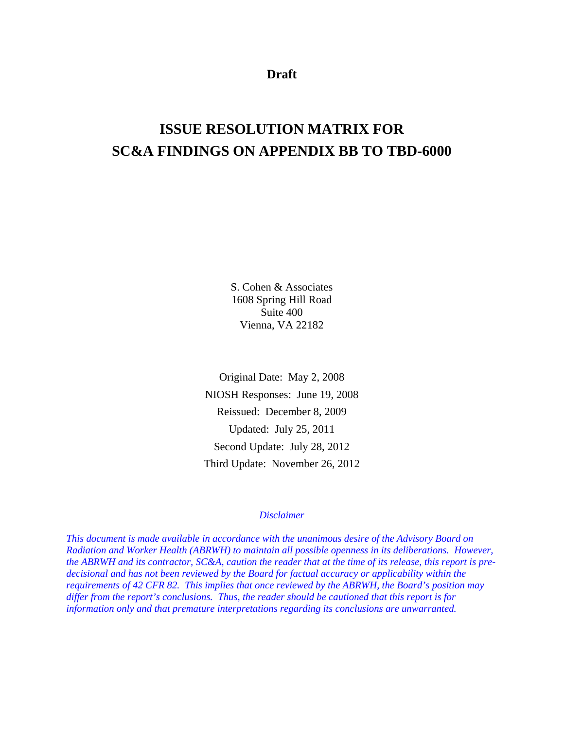**Draft**

# ISSUE RESOLUTION MATRIX FOR SC&A FINDINGS ON APPENDIX BB TO TBD-6000

S. Cohen & Associates
1608 Spring Hill Road
Suite 400
Vienna, VA 22182

Original Date: May 2, 2008
NIOSH Responses: June 19, 2008
Reissued: December 8, 2009
Updated: July 25, 2011
Second Update: July 28, 2012
Third Update: November 26, 2012

*Disclaimer*

*This document is made available in accordance with the unanimous desire of the Advisory Board on Radiation and Worker Health (ABRWH) to maintain all possible openness in its deliberations. However, the ABRWH and its contractor, SC&A, caution the reader that at the time of its release, this report is pre-decisional and has not been reviewed by the Board for factual accuracy or applicability within the requirements of 42 CFR 82. This implies that once reviewed by the ABRWH, the Board's position may differ from the report's conclusions. Thus, the reader should be cautioned that this report is for information only and that premature interpretations regarding its conclusions are unwarranted.*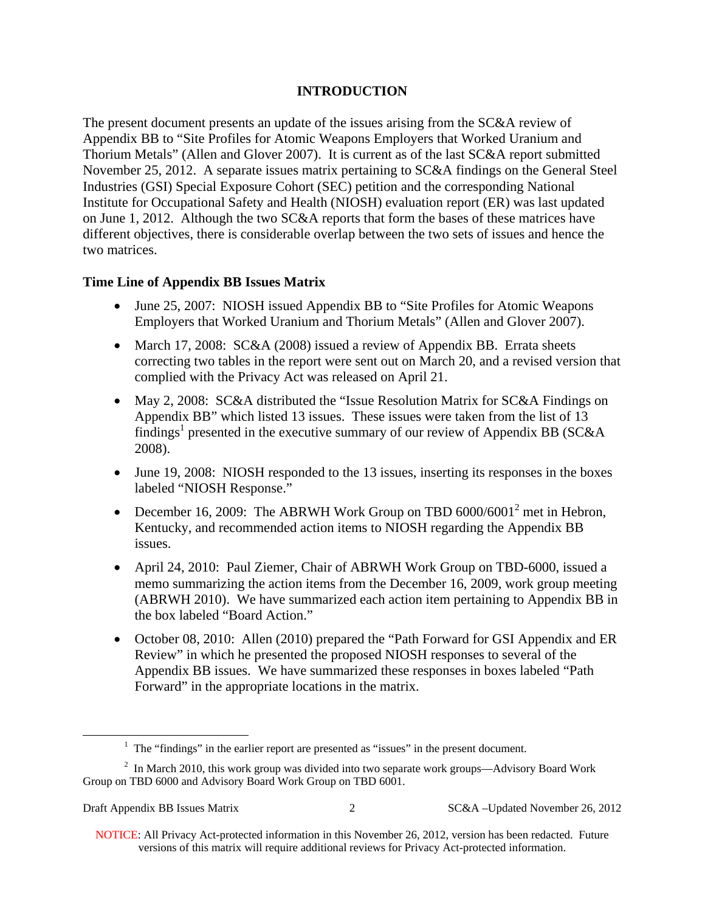## INTRODUCTION

The present document presents an update of the issues arising from the SC&A review of Appendix BB to "Site Profiles for Atomic Weapons Employers that Worked Uranium and Thorium Metals" (Allen and Glover 2007). It is current as of the last SC&A report submitted November 25, 2012. A separate issues matrix pertaining to SC&A findings on the General Steel Industries (GSI) Special Exposure Cohort (SEC) petition and the corresponding National Institute for Occupational Safety and Health (NIOSH) evaluation report (ER) was last updated on June 1, 2012. Although the two SC&A reports that form the bases of these matrices have different objectives, there is considerable overlap between the two sets of issues and hence the two matrices.

### Time Line of Appendix BB Issues Matrix

- June 25, 2007: NIOSH issued Appendix BB to "Site Profiles for Atomic Weapons Employers that Worked Uranium and Thorium Metals" (Allen and Glover 2007).
- March 17, 2008: SC&A (2008) issued a review of Appendix BB. Errata sheets correcting two tables in the report were sent out on March 20, and a revised version that complied with the Privacy Act was released on April 21.
- May 2, 2008: SC&A distributed the "Issue Resolution Matrix for SC&A Findings on Appendix BB" which listed 13 issues. These issues were taken from the list of 13 findings[1] presented in the executive summary of our review of Appendix BB (SC&A 2008).
- June 19, 2008: NIOSH responded to the 13 issues, inserting its responses in the boxes labeled "NIOSH Response."
- December 16, 2009: The ABRWH Work Group on TBD 6000/6001[2] met in Hebron, Kentucky, and recommended action items to NIOSH regarding the Appendix BB issues.
- April 24, 2010: Paul Ziemer, Chair of ABRWH Work Group on TBD-6000, issued a memo summarizing the action items from the December 16, 2009, work group meeting (ABRWH 2010). We have summarized each action item pertaining to Appendix BB in the box labeled "Board Action."
- October 08, 2010: Allen (2010) prepared the "Path Forward for GSI Appendix and ER Review" in which he presented the proposed NIOSH responses to several of the Appendix BB issues. We have summarized these responses in boxes labeled "Path Forward" in the appropriate locations in the matrix.

[1] The "findings" in the earlier report are presented as "issues" in the present document.

[2] In March 2010, this work group was divided into two separate work groups—Advisory Board Work Group on TBD 6000 and Advisory Board Work Group on TBD 6001.

NOTICE: All Privacy Act-protected information in this November 26, 2012, version has been redacted. Future versions of this matrix will require additional reviews for Privacy Act-protected information.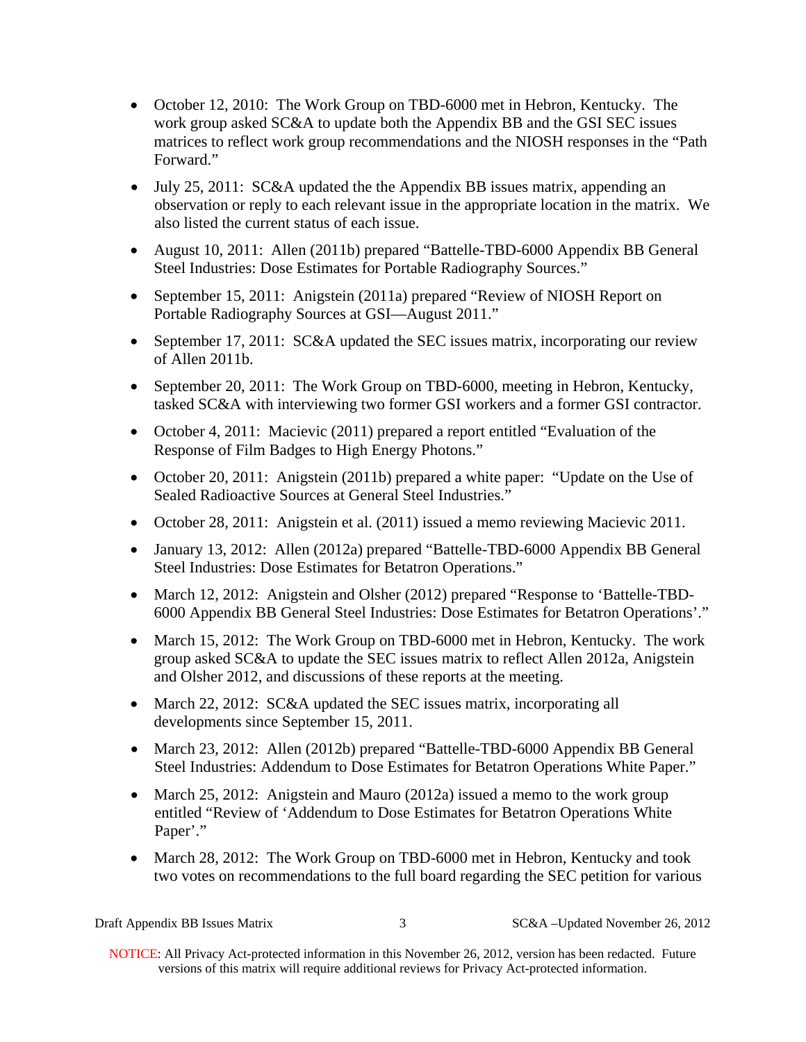- October 12, 2010: The Work Group on TBD-6000 met in Hebron, Kentucky. The work group asked SC&A to update both the Appendix BB and the GSI SEC issues matrices to reflect work group recommendations and the NIOSH responses in the "Path Forward."
- July 25, 2011: SC&A updated the the Appendix BB issues matrix, appending an observation or reply to each relevant issue in the appropriate location in the matrix. We also listed the current status of each issue.
- August 10, 2011: Allen (2011b) prepared "Battelle-TBD-6000 Appendix BB General Steel Industries: Dose Estimates for Portable Radiography Sources."
- September 15, 2011: Anigstein (2011a) prepared "Review of NIOSH Report on Portable Radiography Sources at GSI—August 2011."
- September 17, 2011: SC&A updated the SEC issues matrix, incorporating our review of Allen 2011b.
- September 20, 2011: The Work Group on TBD-6000, meeting in Hebron, Kentucky, tasked SC&A with interviewing two former GSI workers and a former GSI contractor.
- October 4, 2011: Macievic (2011) prepared a report entitled "Evaluation of the Response of Film Badges to High Energy Photons."
- October 20, 2011: Anigstein (2011b) prepared a white paper: "Update on the Use of Sealed Radioactive Sources at General Steel Industries."
- October 28, 2011: Anigstein et al. (2011) issued a memo reviewing Macievic 2011.
- January 13, 2012: Allen (2012a) prepared "Battelle-TBD-6000 Appendix BB General Steel Industries: Dose Estimates for Betatron Operations."
- March 12, 2012: Anigstein and Olsher (2012) prepared "Response to 'Battelle-TBD-6000 Appendix BB General Steel Industries: Dose Estimates for Betatron Operations'."
- March 15, 2012: The Work Group on TBD-6000 met in Hebron, Kentucky. The work group asked SC&A to update the SEC issues matrix to reflect Allen 2012a, Anigstein and Olsher 2012, and discussions of these reports at the meeting.
- March 22, 2012: SC&A updated the SEC issues matrix, incorporating all developments since September 15, 2011.
- March 23, 2012: Allen (2012b) prepared "Battelle-TBD-6000 Appendix BB General Steel Industries: Addendum to Dose Estimates for Betatron Operations White Paper."
- March 25, 2012: Anigstein and Mauro (2012a) issued a memo to the work group entitled "Review of 'Addendum to Dose Estimates for Betatron Operations White Paper'."
- March 28, 2012: The Work Group on TBD-6000 met in Hebron, Kentucky and took two votes on recommendations to the full board regarding the SEC petition for various

NOTICE: All Privacy Act-protected information in this November 26, 2012, version has been redacted. Future versions of this matrix will require additional reviews for Privacy Act-protected information.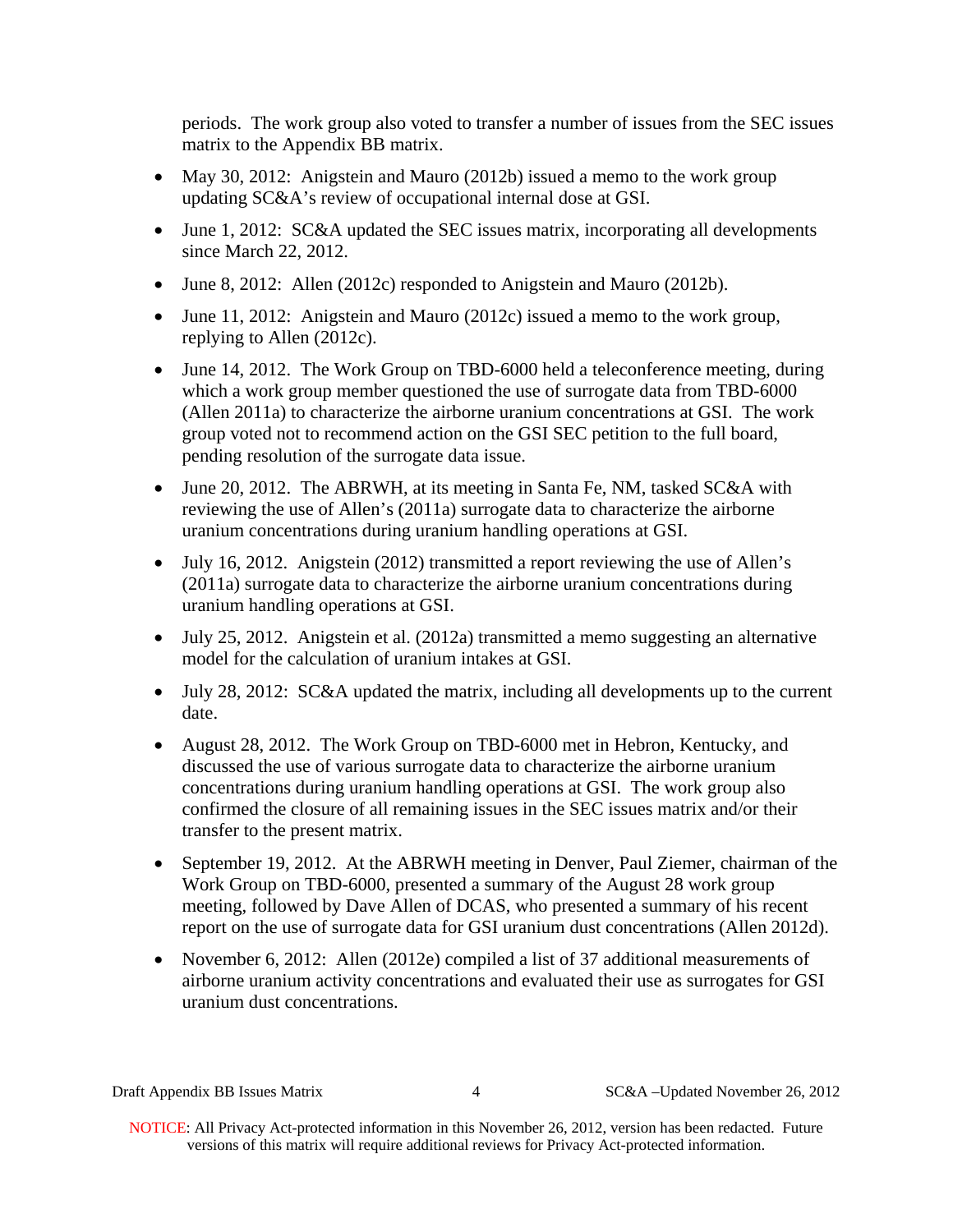periods. The work group also voted to transfer a number of issues from the SEC issues matrix to the Appendix BB matrix.

- May 30, 2012: Anigstein and Mauro (2012b) issued a memo to the work group updating SC&A's review of occupational internal dose at GSI.
- June 1, 2012: SC&A updated the SEC issues matrix, incorporating all developments since March 22, 2012.
- June 8, 2012: Allen (2012c) responded to Anigstein and Mauro (2012b).
- June 11, 2012: Anigstein and Mauro (2012c) issued a memo to the work group, replying to Allen (2012c).
- June 14, 2012. The Work Group on TBD-6000 held a teleconference meeting, during which a work group member questioned the use of surrogate data from TBD-6000 (Allen 2011a) to characterize the airborne uranium concentrations at GSI. The work group voted not to recommend action on the GSI SEC petition to the full board, pending resolution of the surrogate data issue.
- June 20, 2012. The ABRWH, at its meeting in Santa Fe, NM, tasked SC&A with reviewing the use of Allen's (2011a) surrogate data to characterize the airborne uranium concentrations during uranium handling operations at GSI.
- July 16, 2012. Anigstein (2012) transmitted a report reviewing the use of Allen's (2011a) surrogate data to characterize the airborne uranium concentrations during uranium handling operations at GSI.
- July 25, 2012. Anigstein et al. (2012a) transmitted a memo suggesting an alternative model for the calculation of uranium intakes at GSI.
- July 28, 2012: SC&A updated the matrix, including all developments up to the current date.
- August 28, 2012. The Work Group on TBD-6000 met in Hebron, Kentucky, and discussed the use of various surrogate data to characterize the airborne uranium concentrations during uranium handling operations at GSI. The work group also confirmed the closure of all remaining issues in the SEC issues matrix and/or their transfer to the present matrix.
- September 19, 2012. At the ABRWH meeting in Denver, Paul Ziemer, chairman of the Work Group on TBD-6000, presented a summary of the August 28 work group meeting, followed by Dave Allen of DCAS, who presented a summary of his recent report on the use of surrogate data for GSI uranium dust concentrations (Allen 2012d).
- November 6, 2012: Allen (2012e) compiled a list of 37 additional measurements of airborne uranium activity concentrations and evaluated their use as surrogates for GSI uranium dust concentrations.

NOTICE: All Privacy Act-protected information in this November 26, 2012, version has been redacted. Future versions of this matrix will require additional reviews for Privacy Act-protected information.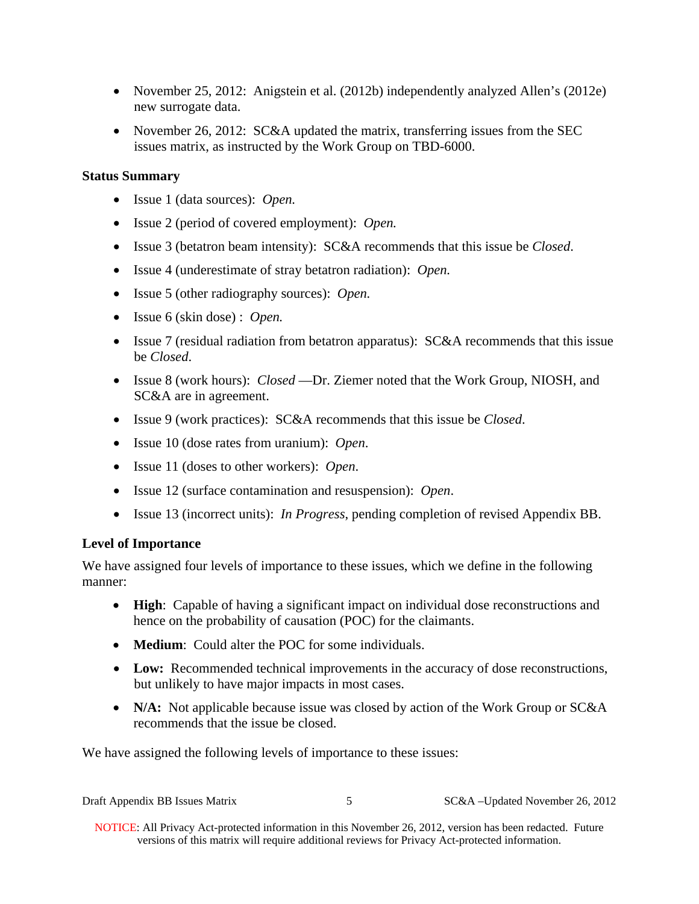- November 25, 2012: Anigstein et al. (2012b) independently analyzed Allen's (2012e) new surrogate data.
- November 26, 2012: SC&A updated the matrix, transferring issues from the SEC issues matrix, as instructed by the Work Group on TBD-6000.

**Status Summary**

- Issue 1 (data sources): *Open.*
- Issue 2 (period of covered employment): *Open.*
- Issue 3 (betatron beam intensity): SC&A recommends that this issue be *Closed*.
- Issue 4 (underestimate of stray betatron radiation): *Open.*
- Issue 5 (other radiography sources): *Open.*
- Issue 6 (skin dose) : *Open.*
- Issue 7 (residual radiation from betatron apparatus): SC&A recommends that this issue be *Closed*.
- Issue 8 (work hours): *Closed* —Dr. Ziemer noted that the Work Group, NIOSH, and SC&A are in agreement.
- Issue 9 (work practices): SC&A recommends that this issue be *Closed*.
- Issue 10 (dose rates from uranium): *Open*.
- Issue 11 (doses to other workers): *Open*.
- Issue 12 (surface contamination and resuspension): *Open*.
- Issue 13 (incorrect units): *In Progress*, pending completion of revised Appendix BB.

**Level of Importance**

We have assigned four levels of importance to these issues, which we define in the following manner:

- **High**: Capable of having a significant impact on individual dose reconstructions and hence on the probability of causation (POC) for the claimants.
- **Medium**: Could alter the POC for some individuals.
- **Low:** Recommended technical improvements in the accuracy of dose reconstructions, but unlikely to have major impacts in most cases.
- **N/A:** Not applicable because issue was closed by action of the Work Group or SC&A recommends that the issue be closed.

We have assigned the following levels of importance to these issues:

NOTICE: All Privacy Act-protected information in this November 26, 2012, version has been redacted. Future versions of this matrix will require additional reviews for Privacy Act-protected information.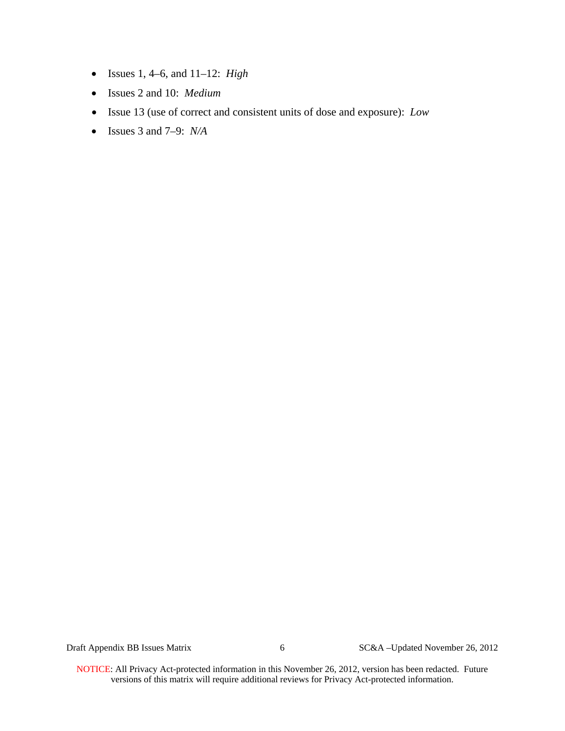- Issues 1, 4–6, and 11–12: *High*
- Issues 2 and 10: *Medium*
- Issue 13 (use of correct and consistent units of dose and exposure): *Low*
- Issues 3 and 7–9: *N/A*

NOTICE: All Privacy Act-protected information in this November 26, 2012, version has been redacted. Future versions of this matrix will require additional reviews for Privacy Act-protected information.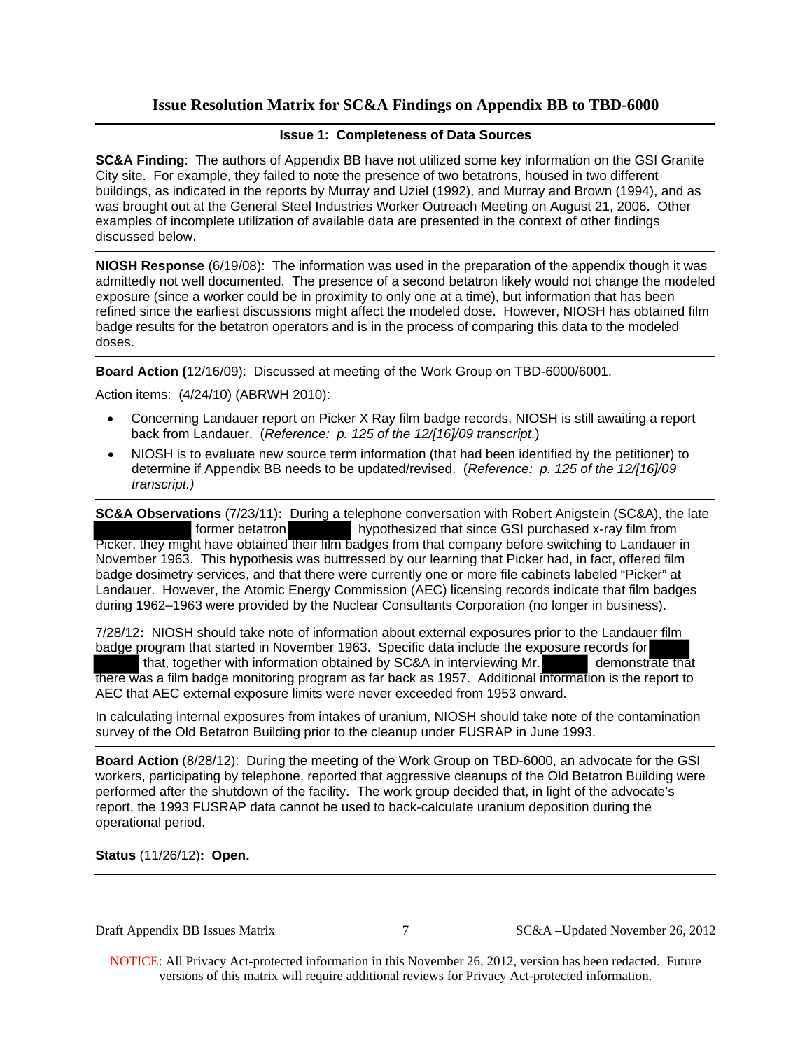## Issue Resolution Matrix for SC&A Findings on Appendix BB to TBD-6000

**Issue 1: Completeness of Data Sources**

**SC&A Finding**: The authors of Appendix BB have not utilized some key information on the GSI Granite City site. For example, they failed to note the presence of two betatrons, housed in two different buildings, as indicated in the reports by Murray and Uziel (1992), and Murray and Brown (1994), and as was brought out at the General Steel Industries Worker Outreach Meeting on August 21, 2006. Other examples of incomplete utilization of available data are presented in the context of other findings discussed below.

---

**NIOSH Response** (6/19/08): The information was used in the preparation of the appendix though it was admittedly not well documented. The presence of a second betatron likely would not change the modeled exposure (since a worker could be in proximity to only one at a time), but information that has been refined since the earliest discussions might affect the modeled dose. However, NIOSH has obtained film badge results for the betatron operators and is in the process of comparing this data to the modeled doses.

---

**Board Action (**12/16/09): Discussed at meeting of the Work Group on TBD-6000/6001.

Action items: (4/24/10) (ABRWH 2010):

- Concerning Landauer report on Picker X Ray film badge records, NIOSH is still awaiting a report back from Landauer. (*Reference: p. 125 of the 12/[16]/09 transcript*.)
- NIOSH is to evaluate new source term information (that had been identified by the petitioner) to determine if Appendix BB needs to be updated/revised. (*Reference: p. 125 of the 12/[16]/09 transcript.)*

---

**SC&A Observations** (7/23/11)**:** During a telephone conversation with Robert Anigstein (SC&A), the late [REDACTED] former betatron [REDACTED] hypothesized that since GSI purchased x-ray film from Picker, they might have obtained their film badges from that company before switching to Landauer in November 1963. This hypothesis was buttressed by our learning that Picker had, in fact, offered film badge dosimetry services, and that there were currently one or more file cabinets labeled "Picker" at Landauer. However, the Atomic Energy Commission (AEC) licensing records indicate that film badges during 1962–1963 were provided by the Nuclear Consultants Corporation (no longer in business).

7/28/12**:** NIOSH should take note of information about external exposures prior to the Landauer film badge program that started in November 1963. Specific data include the exposure records for [REDACTED] that, together with information obtained by SC&A in interviewing Mr. [REDACTED] demonstrate that there was a film badge monitoring program as far back as 1957. Additional information is the report to AEC that AEC external exposure limits were never exceeded from 1953 onward.

In calculating internal exposures from intakes of uranium, NIOSH should take note of the contamination survey of the Old Betatron Building prior to the cleanup under FUSRAP in June 1993.

---

**Board Action** (8/28/12): During the meeting of the Work Group on TBD-6000, an advocate for the GSI workers, participating by telephone, reported that aggressive cleanups of the Old Betatron Building were performed after the shutdown of the facility. The work group decided that, in light of the advocate's report, the 1993 FUSRAP data cannot be used to back-calculate uranium deposition during the operational period.

---

**Status** (11/26/12)**: Open.**

NOTICE: All Privacy Act-protected information in this November 26, 2012, version has been redacted. Future versions of this matrix will require additional reviews for Privacy Act-protected information.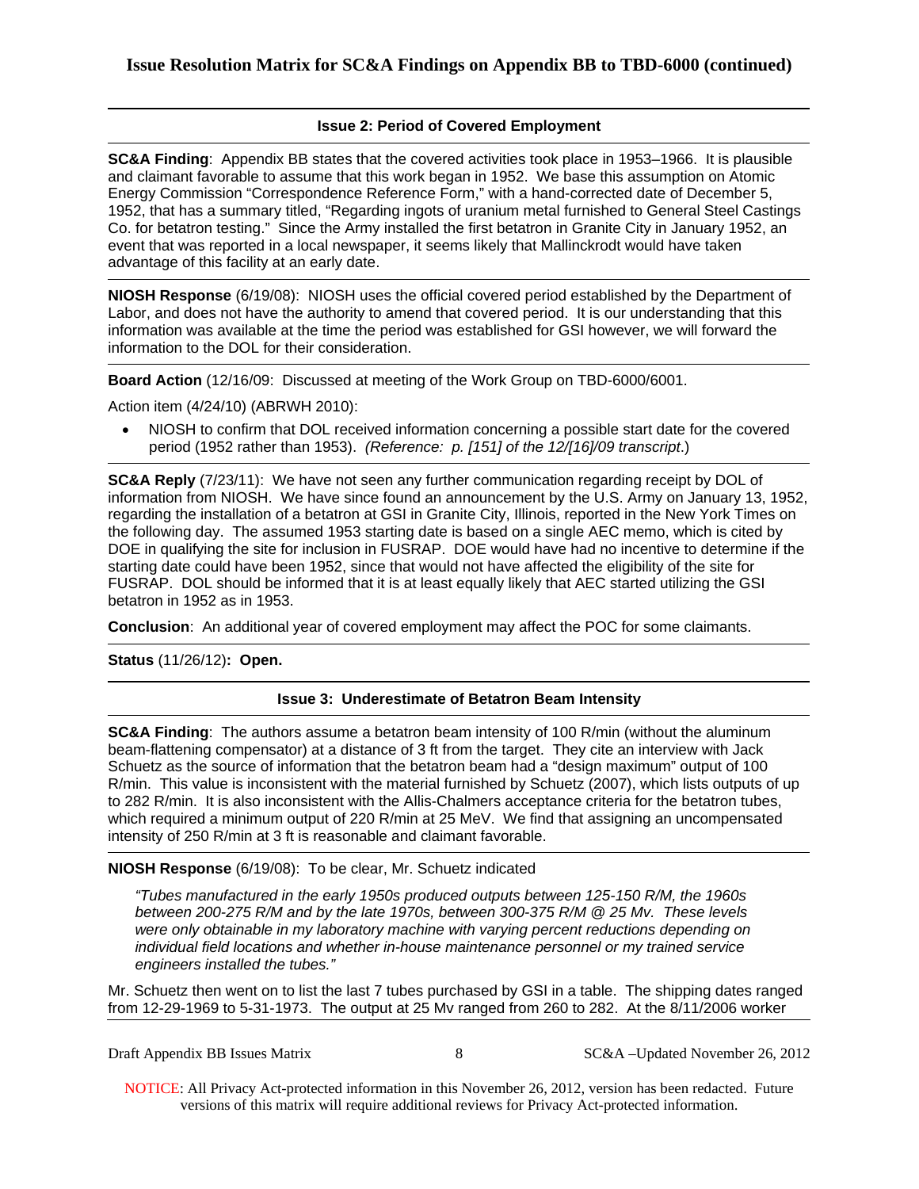## Issue Resolution Matrix for SC&A Findings on Appendix BB to TBD-6000 (continued)

### Issue 2: Period of Covered Employment

**SC&A Finding**: Appendix BB states that the covered activities took place in 1953–1966. It is plausible and claimant favorable to assume that this work began in 1952. We base this assumption on Atomic Energy Commission "Correspondence Reference Form," with a hand-corrected date of December 5, 1952, that has a summary titled, "Regarding ingots of uranium metal furnished to General Steel Castings Co. for betatron testing." Since the Army installed the first betatron in Granite City in January 1952, an event that was reported in a local newspaper, it seems likely that Mallinckrodt would have taken advantage of this facility at an early date.

**NIOSH Response** (6/19/08): NIOSH uses the official covered period established by the Department of Labor, and does not have the authority to amend that covered period. It is our understanding that this information was available at the time the period was established for GSI however, we will forward the information to the DOL for their consideration.

**Board Action** (12/16/09: Discussed at meeting of the Work Group on TBD-6000/6001.

Action item (4/24/10) (ABRWH 2010):

- NIOSH to confirm that DOL received information concerning a possible start date for the covered period (1952 rather than 1953). *(Reference: p. [151] of the 12/[16]/09 transcript.)*

**SC&A Reply** (7/23/11): We have not seen any further communication regarding receipt by DOL of information from NIOSH. We have since found an announcement by the U.S. Army on January 13, 1952, regarding the installation of a betatron at GSI in Granite City, Illinois, reported in the New York Times on the following day. The assumed 1953 starting date is based on a single AEC memo, which is cited by DOE in qualifying the site for inclusion in FUSRAP. DOE would have had no incentive to determine if the starting date could have been 1952, since that would not have affected the eligibility of the site for FUSRAP. DOL should be informed that it is at least equally likely that AEC started utilizing the GSI betatron in 1952 as in 1953.

**Conclusion**: An additional year of covered employment may affect the POC for some claimants.

**Status** (11/26/12)**: Open.**

### Issue 3: Underestimate of Betatron Beam Intensity

**SC&A Finding**: The authors assume a betatron beam intensity of 100 R/min (without the aluminum beam-flattening compensator) at a distance of 3 ft from the target. They cite an interview with Jack Schuetz as the source of information that the betatron beam had a "design maximum" output of 100 R/min. This value is inconsistent with the material furnished by Schuetz (2007), which lists outputs of up to 282 R/min. It is also inconsistent with the Allis-Chalmers acceptance criteria for the betatron tubes, which required a minimum output of 220 R/min at 25 MeV. We find that assigning an uncompensated intensity of 250 R/min at 3 ft is reasonable and claimant favorable.

**NIOSH Response** (6/19/08): To be clear, Mr. Schuetz indicated

> *"Tubes manufactured in the early 1950s produced outputs between 125-150 R/M, the 1960s between 200-275 R/M and by the late 1970s, between 300-375 R/M @ 25 Mv. These levels were only obtainable in my laboratory machine with varying percent reductions depending on individual field locations and whether in-house maintenance personnel or my trained service engineers installed the tubes."*

Mr. Schuetz then went on to list the last 7 tubes purchased by GSI in a table. The shipping dates ranged from 12-29-1969 to 5-31-1973. The output at 25 Mv ranged from 260 to 282. At the 8/11/2006 worker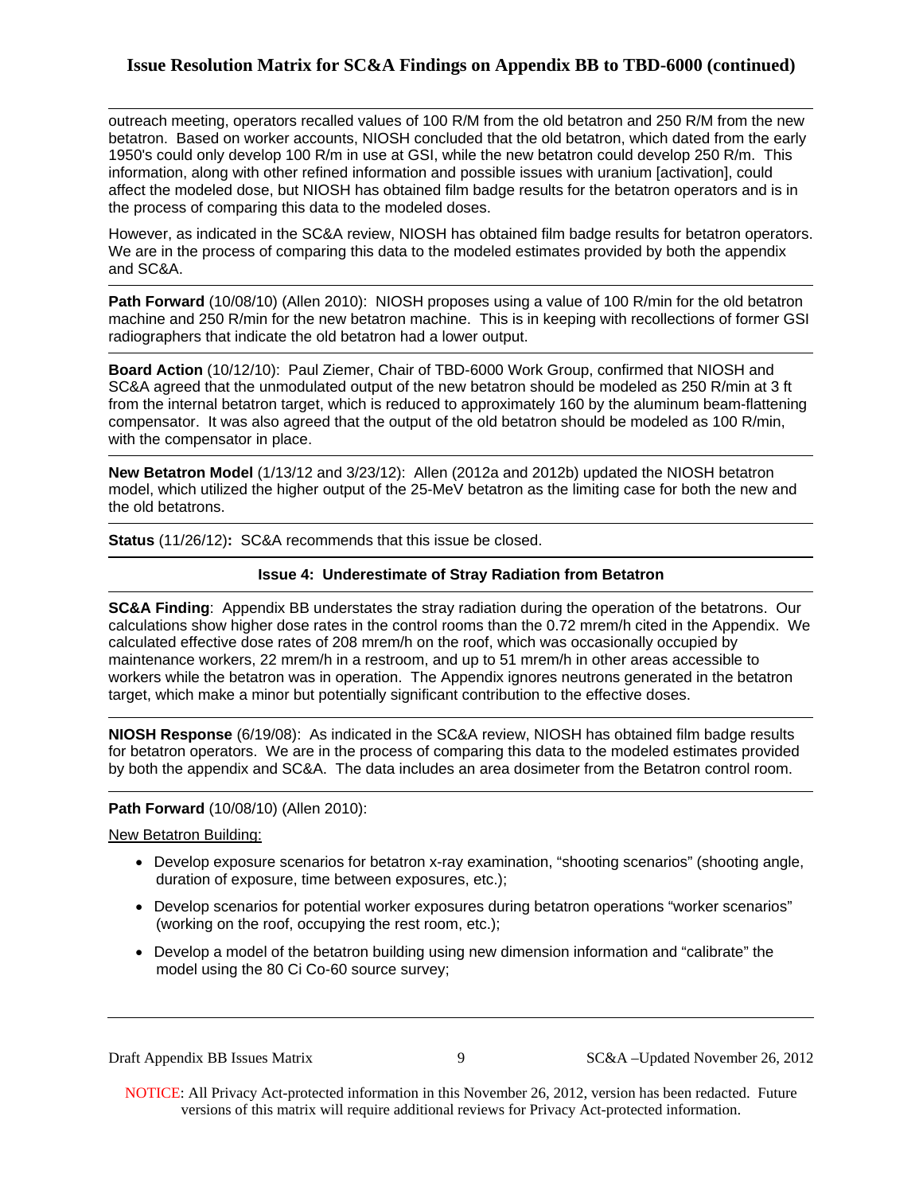outreach meeting, operators recalled values of 100 R/M from the old betatron and 250 R/M from the new betatron. Based on worker accounts, NIOSH concluded that the old betatron, which dated from the early 1950's could only develop 100 R/m in use at GSI, while the new betatron could develop 250 R/m. This information, along with other refined information and possible issues with uranium [activation], could affect the modeled dose, but NIOSH has obtained film badge results for the betatron operators and is in the process of comparing this data to the modeled doses.

However, as indicated in the SC&A review, NIOSH has obtained film badge results for betatron operators. We are in the process of comparing this data to the modeled estimates provided by both the appendix and SC&A.

**Path Forward** (10/08/10) (Allen 2010): NIOSH proposes using a value of 100 R/min for the old betatron machine and 250 R/min for the new betatron machine. This is in keeping with recollections of former GSI radiographers that indicate the old betatron had a lower output.

**Board Action** (10/12/10): Paul Ziemer, Chair of TBD-6000 Work Group, confirmed that NIOSH and SC&A agreed that the unmodulated output of the new betatron should be modeled as 250 R/min at 3 ft from the internal betatron target, which is reduced to approximately 160 by the aluminum beam-flattening compensator. It was also agreed that the output of the old betatron should be modeled as 100 R/min, with the compensator in place.

**New Betatron Model** (1/13/12 and 3/23/12): Allen (2012a and 2012b) updated the NIOSH betatron model, which utilized the higher output of the 25-MeV betatron as the limiting case for both the new and the old betatrons.

**Status** (11/26/12)**:** SC&A recommends that this issue be closed.

### Issue 4: Underestimate of Stray Radiation from Betatron

**SC&A Finding**: Appendix BB understates the stray radiation during the operation of the betatrons. Our calculations show higher dose rates in the control rooms than the 0.72 mrem/h cited in the Appendix. We calculated effective dose rates of 208 mrem/h on the roof, which was occasionally occupied by maintenance workers, 22 mrem/h in a restroom, and up to 51 mrem/h in other areas accessible to workers while the betatron was in operation. The Appendix ignores neutrons generated in the betatron target, which make a minor but potentially significant contribution to the effective doses.

**NIOSH Response** (6/19/08): As indicated in the SC&A review, NIOSH has obtained film badge results for betatron operators. We are in the process of comparing this data to the modeled estimates provided by both the appendix and SC&A. The data includes an area dosimeter from the Betatron control room.

**Path Forward** (10/08/10) (Allen 2010):

<u>New Betatron Building:</u>

- Develop exposure scenarios for betatron x-ray examination, "shooting scenarios" (shooting angle, duration of exposure, time between exposures, etc.);
- Develop scenarios for potential worker exposures during betatron operations "worker scenarios" (working on the roof, occupying the rest room, etc.);
- Develop a model of the betatron building using new dimension information and "calibrate" the model using the 80 Ci Co-60 source survey;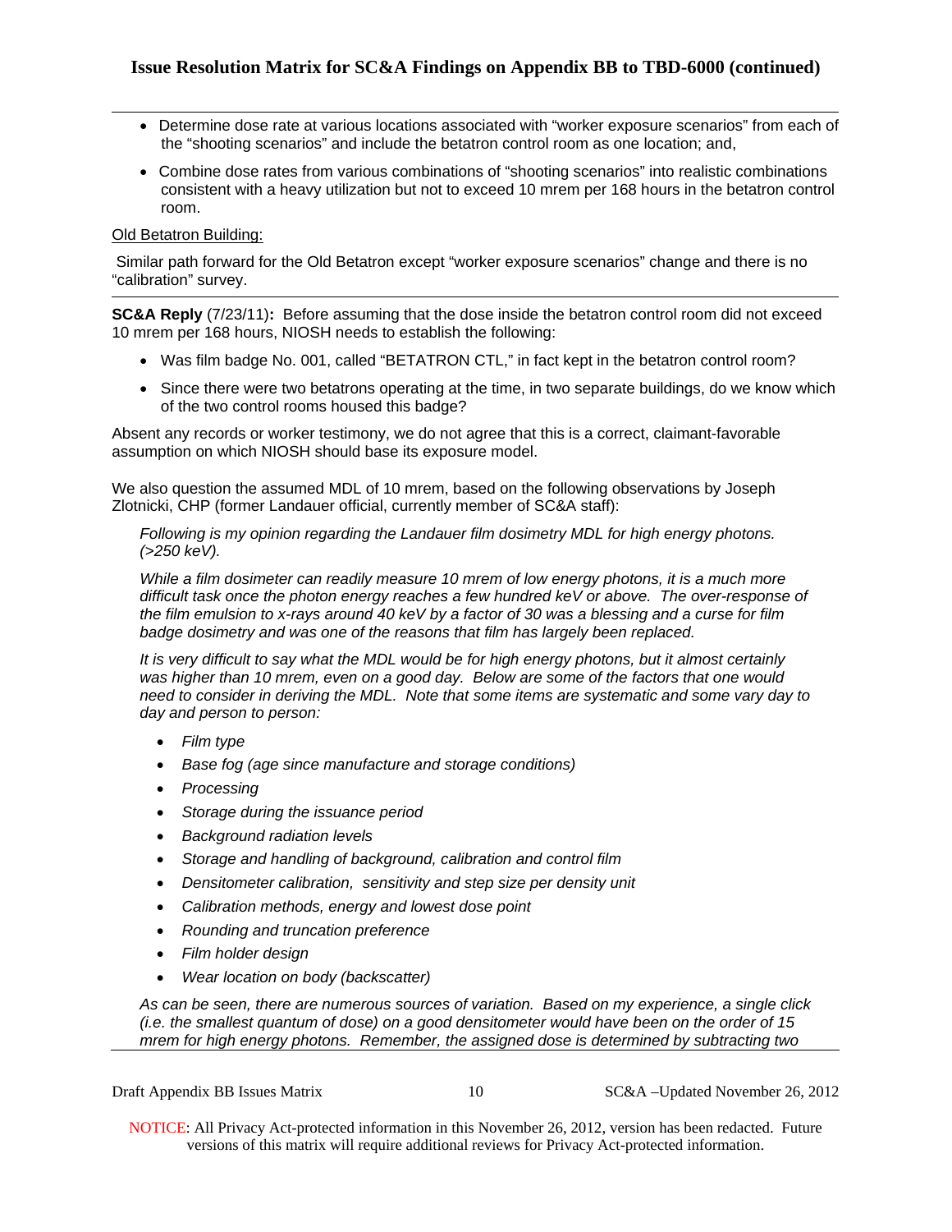- Determine dose rate at various locations associated with "worker exposure scenarios" from each of the "shooting scenarios" and include the betatron control room as one location; and,
- Combine dose rates from various combinations of "shooting scenarios" into realistic combinations consistent with a heavy utilization but not to exceed 10 mrem per 168 hours in the betatron control room.

Old Betatron Building:

Similar path forward for the Old Betatron except "worker exposure scenarios" change and there is no "calibration" survey.

---

**SC&A Reply** (7/23/11)**:** Before assuming that the dose inside the betatron control room did not exceed 10 mrem per 168 hours, NIOSH needs to establish the following:

- Was film badge No. 001, called "BETATRON CTL," in fact kept in the betatron control room?
- Since there were two betatrons operating at the time, in two separate buildings, do we know which of the two control rooms housed this badge?

Absent any records or worker testimony, we do not agree that this is a correct, claimant-favorable assumption on which NIOSH should base its exposure model.

We also question the assumed MDL of 10 mrem, based on the following observations by Joseph Zlotnicki, CHP (former Landauer official, currently member of SC&A staff):

> *Following is my opinion regarding the Landauer film dosimetry MDL for high energy photons. (>250 keV).*
>
> *While a film dosimeter can readily measure 10 mrem of low energy photons, it is a much more difficult task once the photon energy reaches a few hundred keV or above. The over-response of the film emulsion to x-rays around 40 keV by a factor of 30 was a blessing and a curse for film badge dosimetry and was one of the reasons that film has largely been replaced.*
>
> *It is very difficult to say what the MDL would be for high energy photons, but it almost certainly was higher than 10 mrem, even on a good day. Below are some of the factors that one would need to consider in deriving the MDL. Note that some items are systematic and some vary day to day and person to person:*
>
> - *Film type*
> - *Base fog (age since manufacture and storage conditions)*
> - *Processing*
> - *Storage during the issuance period*
> - *Background radiation levels*
> - *Storage and handling of background, calibration and control film*
> - *Densitometer calibration, sensitivity and step size per density unit*
> - *Calibration methods, energy and lowest dose point*
> - *Rounding and truncation preference*
> - *Film holder design*
> - *Wear location on body (backscatter)*
>
> *As can be seen, there are numerous sources of variation. Based on my experience, a single click (i.e. the smallest quantum of dose) on a good densitometer would have been on the order of 15 mrem for high energy photons. Remember, the assigned dose is determined by subtracting two*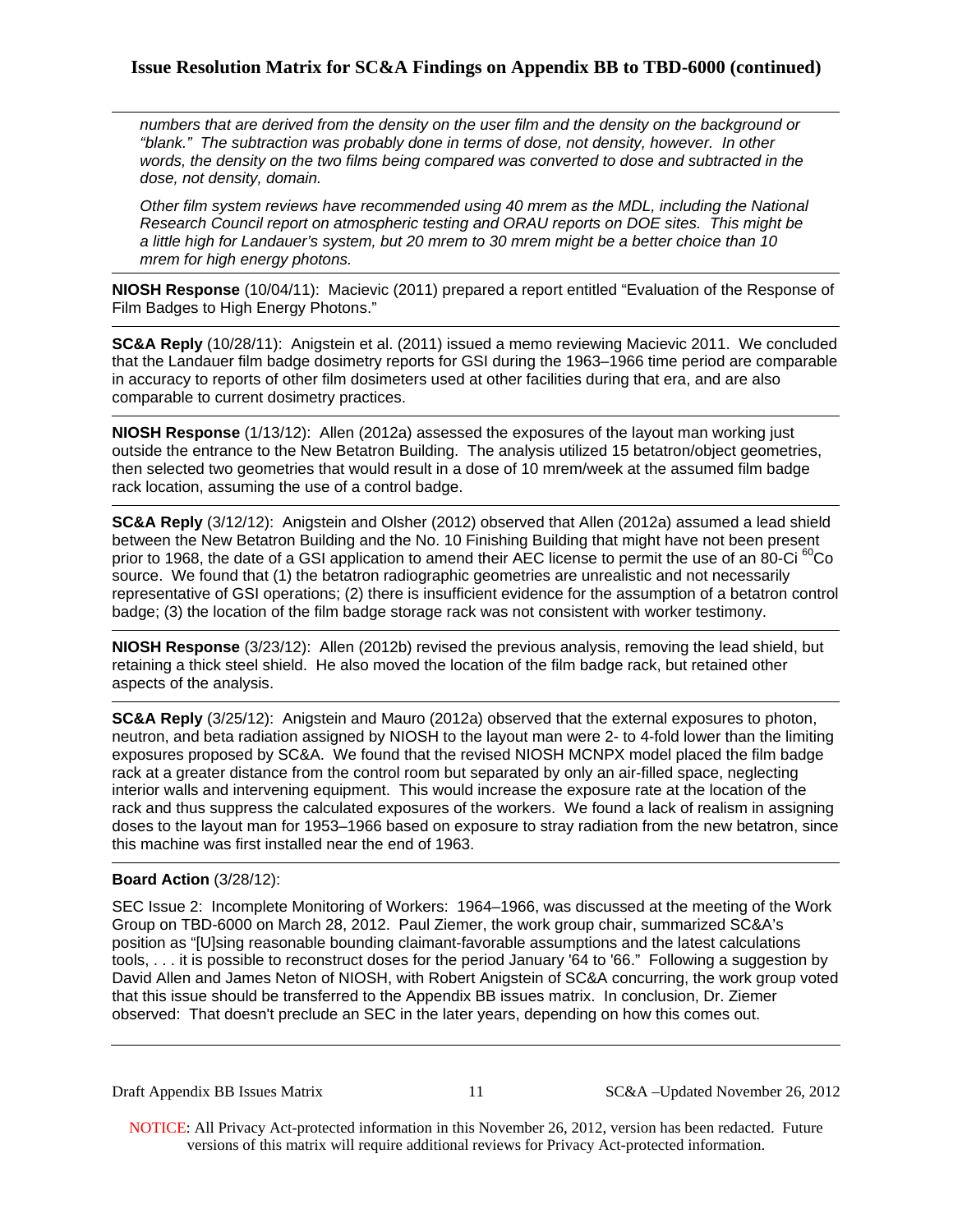*numbers that are derived from the density on the user film and the density on the background or "blank." The subtraction was probably done in terms of dose, not density, however. In other words, the density on the two films being compared was converted to dose and subtracted in the dose, not density, domain.*

*Other film system reviews have recommended using 40 mrem as the MDL, including the National Research Council report on atmospheric testing and ORAU reports on DOE sites. This might be a little high for Landauer's system, but 20 mrem to 30 mrem might be a better choice than 10 mrem for high energy photons.*

---

**NIOSH Response** (10/04/11): Macievic (2011) prepared a report entitled "Evaluation of the Response of Film Badges to High Energy Photons."

---

**SC&A Reply** (10/28/11): Anigstein et al. (2011) issued a memo reviewing Macievic 2011. We concluded that the Landauer film badge dosimetry reports for GSI during the 1963–1966 time period are comparable in accuracy to reports of other film dosimeters used at other facilities during that era, and are also comparable to current dosimetry practices.

---

**NIOSH Response** (1/13/12): Allen (2012a) assessed the exposures of the layout man working just outside the entrance to the New Betatron Building. The analysis utilized 15 betatron/object geometries, then selected two geometries that would result in a dose of 10 mrem/week at the assumed film badge rack location, assuming the use of a control badge.

---

**SC&A Reply** (3/12/12): Anigstein and Olsher (2012) observed that Allen (2012a) assumed a lead shield between the New Betatron Building and the No. 10 Finishing Building that might have not been present prior to 1968, the date of a GSI application to amend their AEC license to permit the use of an 80-Ci $^{60}$Co source. We found that (1) the betatron radiographic geometries are unrealistic and not necessarily representative of GSI operations; (2) there is insufficient evidence for the assumption of a betatron control badge; (3) the location of the film badge storage rack was not consistent with worker testimony.

---

**NIOSH Response** (3/23/12): Allen (2012b) revised the previous analysis, removing the lead shield, but retaining a thick steel shield. He also moved the location of the film badge rack, but retained other aspects of the analysis.

---

**SC&A Reply** (3/25/12): Anigstein and Mauro (2012a) observed that the external exposures to photon, neutron, and beta radiation assigned by NIOSH to the layout man were 2- to 4-fold lower than the limiting exposures proposed by SC&A. We found that the revised NIOSH MCNPX model placed the film badge rack at a greater distance from the control room but separated by only an air-filled space, neglecting interior walls and intervening equipment. This would increase the exposure rate at the location of the rack and thus suppress the calculated exposures of the workers. We found a lack of realism in assigning doses to the layout man for 1953–1966 based on exposure to stray radiation from the new betatron, since this machine was first installed near the end of 1963.

---

**Board Action** (3/28/12):

SEC Issue 2: Incomplete Monitoring of Workers: 1964–1966, was discussed at the meeting of the Work Group on TBD-6000 on March 28, 2012. Paul Ziemer, the work group chair, summarized SC&A's position as "[U]sing reasonable bounding claimant-favorable assumptions and the latest calculations tools, . . . it is possible to reconstruct doses for the period January '64 to '66." Following a suggestion by David Allen and James Neton of NIOSH, with Robert Anigstein of SC&A concurring, the work group voted that this issue should be transferred to the Appendix BB issues matrix. In conclusion, Dr. Ziemer observed: That doesn't preclude an SEC in the later years, depending on how this comes out.

---

NOTICE: All Privacy Act-protected information in this November 26, 2012, version has been redacted. Future versions of this matrix will require additional reviews for Privacy Act-protected information.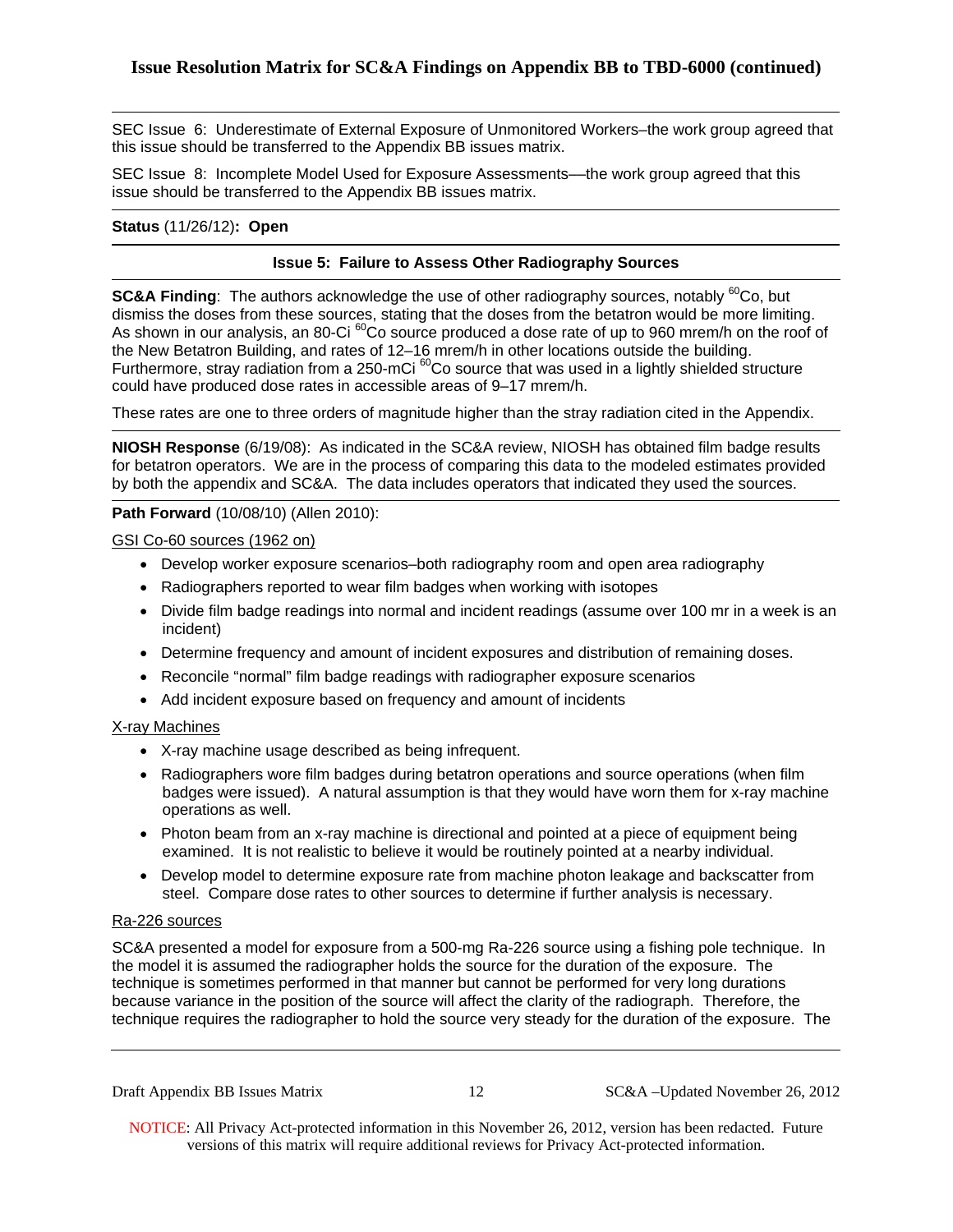SEC Issue 6: Underestimate of External Exposure of Unmonitored Workers–the work group agreed that this issue should be transferred to the Appendix BB issues matrix.

SEC Issue 8: Incomplete Model Used for Exposure Assessments—the work group agreed that this issue should be transferred to the Appendix BB issues matrix.

**Status** (11/26/12)**: Open**

---

**Issue 5: Failure to Assess Other Radiography Sources**

**SC&A Finding**: The authors acknowledge the use of other radiography sources, notably $^{60}$Co, but dismiss the doses from these sources, stating that the doses from the betatron would be more limiting. As shown in our analysis, an 80-Ci $^{60}$Co source produced a dose rate of up to 960 mrem/h on the roof of the New Betatron Building, and rates of 12–16 mrem/h in other locations outside the building. Furthermore, stray radiation from a 250-mCi $^{60}$Co source that was used in a lightly shielded structure could have produced dose rates in accessible areas of 9–17 mrem/h.

These rates are one to three orders of magnitude higher than the stray radiation cited in the Appendix.

**NIOSH Response** (6/19/08): As indicated in the SC&A review, NIOSH has obtained film badge results for betatron operators. We are in the process of comparing this data to the modeled estimates provided by both the appendix and SC&A. The data includes operators that indicated they used the sources.

**Path Forward** (10/08/10) (Allen 2010):

<u>GSI Co-60 sources (1962 on)</u>

- Develop worker exposure scenarios–both radiography room and open area radiography
- Radiographers reported to wear film badges when working with isotopes
- Divide film badge readings into normal and incident readings (assume over 100 mr in a week is an incident)
- Determine frequency and amount of incident exposures and distribution of remaining doses.
- Reconcile "normal" film badge readings with radiographer exposure scenarios
- Add incident exposure based on frequency and amount of incidents

<u>X-ray Machines</u>

- X-ray machine usage described as being infrequent.
- Radiographers wore film badges during betatron operations and source operations (when film badges were issued). A natural assumption is that they would have worn them for x-ray machine operations as well.
- Photon beam from an x-ray machine is directional and pointed at a piece of equipment being examined. It is not realistic to believe it would be routinely pointed at a nearby individual.
- Develop model to determine exposure rate from machine photon leakage and backscatter from steel. Compare dose rates to other sources to determine if further analysis is necessary.

<u>Ra-226 sources</u>

SC&A presented a model for exposure from a 500-mg Ra-226 source using a fishing pole technique. In the model it is assumed the radiographer holds the source for the duration of the exposure. The technique is sometimes performed in that manner but cannot be performed for very long durations because variance in the position of the source will affect the clarity of the radiograph. Therefore, the technique requires the radiographer to hold the source very steady for the duration of the exposure. The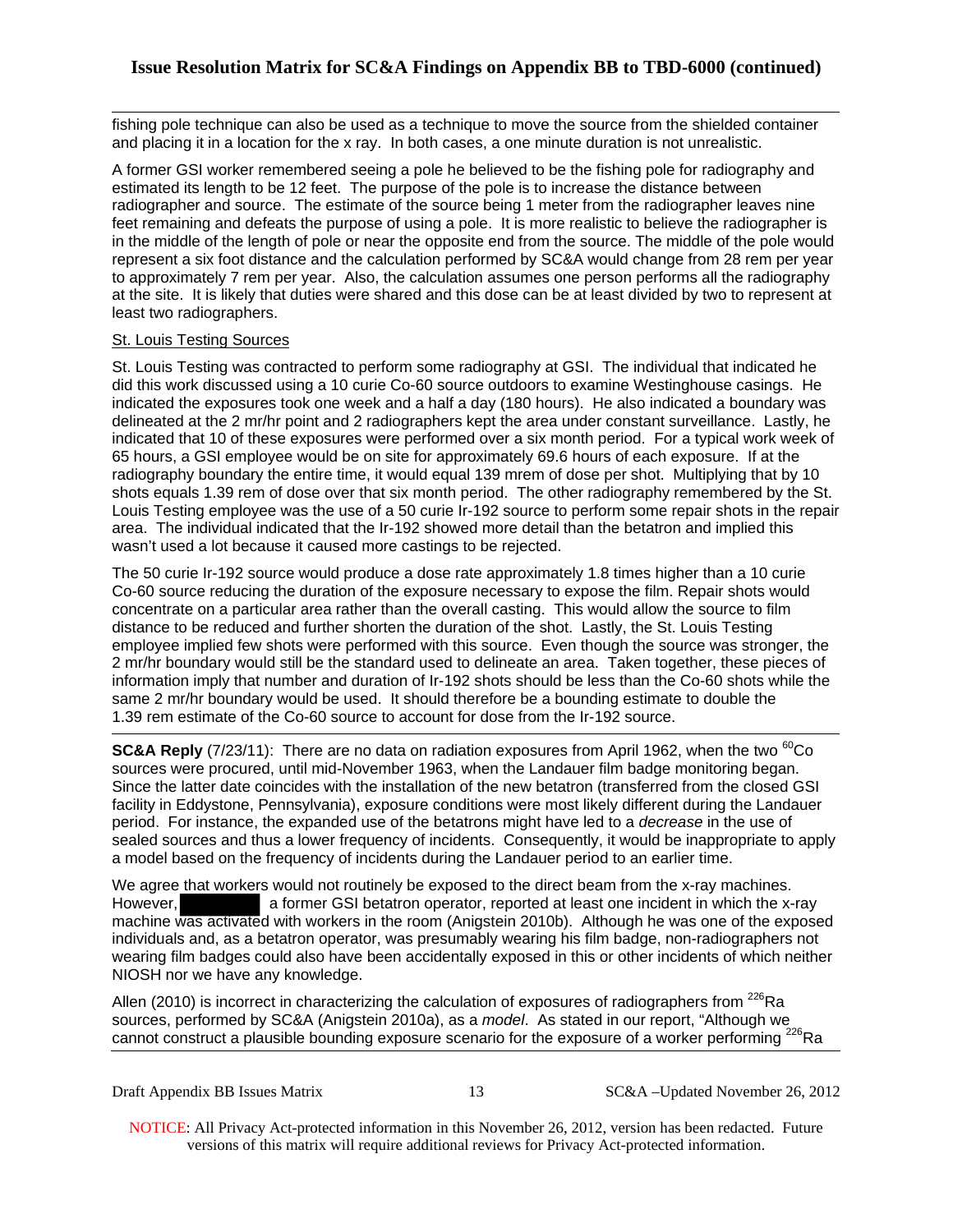fishing pole technique can also be used as a technique to move the source from the shielded container and placing it in a location for the x ray. In both cases, a one minute duration is not unrealistic.

A former GSI worker remembered seeing a pole he believed to be the fishing pole for radiography and estimated its length to be 12 feet. The purpose of the pole is to increase the distance between radiographer and source. The estimate of the source being 1 meter from the radiographer leaves nine feet remaining and defeats the purpose of using a pole. It is more realistic to believe the radiographer is in the middle of the length of pole or near the opposite end from the source. The middle of the pole would represent a six foot distance and the calculation performed by SC&A would change from 28 rem per year to approximately 7 rem per year. Also, the calculation assumes one person performs all the radiography at the site. It is likely that duties were shared and this dose can be at least divided by two to represent at least two radiographers.

St. Louis Testing Sources

St. Louis Testing was contracted to perform some radiography at GSI. The individual that indicated he did this work discussed using a 10 curie Co-60 source outdoors to examine Westinghouse casings. He indicated the exposures took one week and a half a day (180 hours). He also indicated a boundary was delineated at the 2 mr/hr point and 2 radiographers kept the area under constant surveillance. Lastly, he indicated that 10 of these exposures were performed over a six month period. For a typical work week of 65 hours, a GSI employee would be on site for approximately 69.6 hours of each exposure. If at the radiography boundary the entire time, it would equal 139 mrem of dose per shot. Multiplying that by 10 shots equals 1.39 rem of dose over that six month period. The other radiography remembered by the St. Louis Testing employee was the use of a 50 curie Ir-192 source to perform some repair shots in the repair area. The individual indicated that the Ir-192 showed more detail than the betatron and implied this wasn't used a lot because it caused more castings to be rejected.

The 50 curie Ir-192 source would produce a dose rate approximately 1.8 times higher than a 10 curie Co-60 source reducing the duration of the exposure necessary to expose the film. Repair shots would concentrate on a particular area rather than the overall casting. This would allow the source to film distance to be reduced and further shorten the duration of the shot. Lastly, the St. Louis Testing employee implied few shots were performed with this source. Even though the source was stronger, the 2 mr/hr boundary would still be the standard used to delineate an area. Taken together, these pieces of information imply that number and duration of Ir-192 shots should be less than the Co-60 shots while the same 2 mr/hr boundary would be used. It should therefore be a bounding estimate to double the 1.39 rem estimate of the Co-60 source to account for dose from the Ir-192 source.

**SC&A Reply** (7/23/11): There are no data on radiation exposures from April 1962, when the two $^{60}$Co sources were procured, until mid-November 1963, when the Landauer film badge monitoring began. Since the latter date coincides with the installation of the new betatron (transferred from the closed GSI facility in Eddystone, Pennsylvania), exposure conditions were most likely different during the Landauer period. For instance, the expanded use of the betatrons might have led to a *decrease* in the use of sealed sources and thus a lower frequency of incidents. Consequently, it would be inappropriate to apply a model based on the frequency of incidents during the Landauer period to an earlier time.

We agree that workers would not routinely be exposed to the direct beam from the x-ray machines. However, [REDACTED] a former GSI betatron operator, reported at least one incident in which the x-ray machine was activated with workers in the room (Anigstein 2010b). Although he was one of the exposed individuals and, as a betatron operator, was presumably wearing his film badge, non-radiographers not wearing film badges could also have been accidentally exposed in this or other incidents of which neither NIOSH nor we have any knowledge.

Allen (2010) is incorrect in characterizing the calculation of exposures of radiographers from $^{226}$Ra sources, performed by SC&A (Anigstein 2010a), as a *model*. As stated in our report, "Although we cannot construct a plausible bounding exposure scenario for the exposure of a worker performing $^{226}$Ra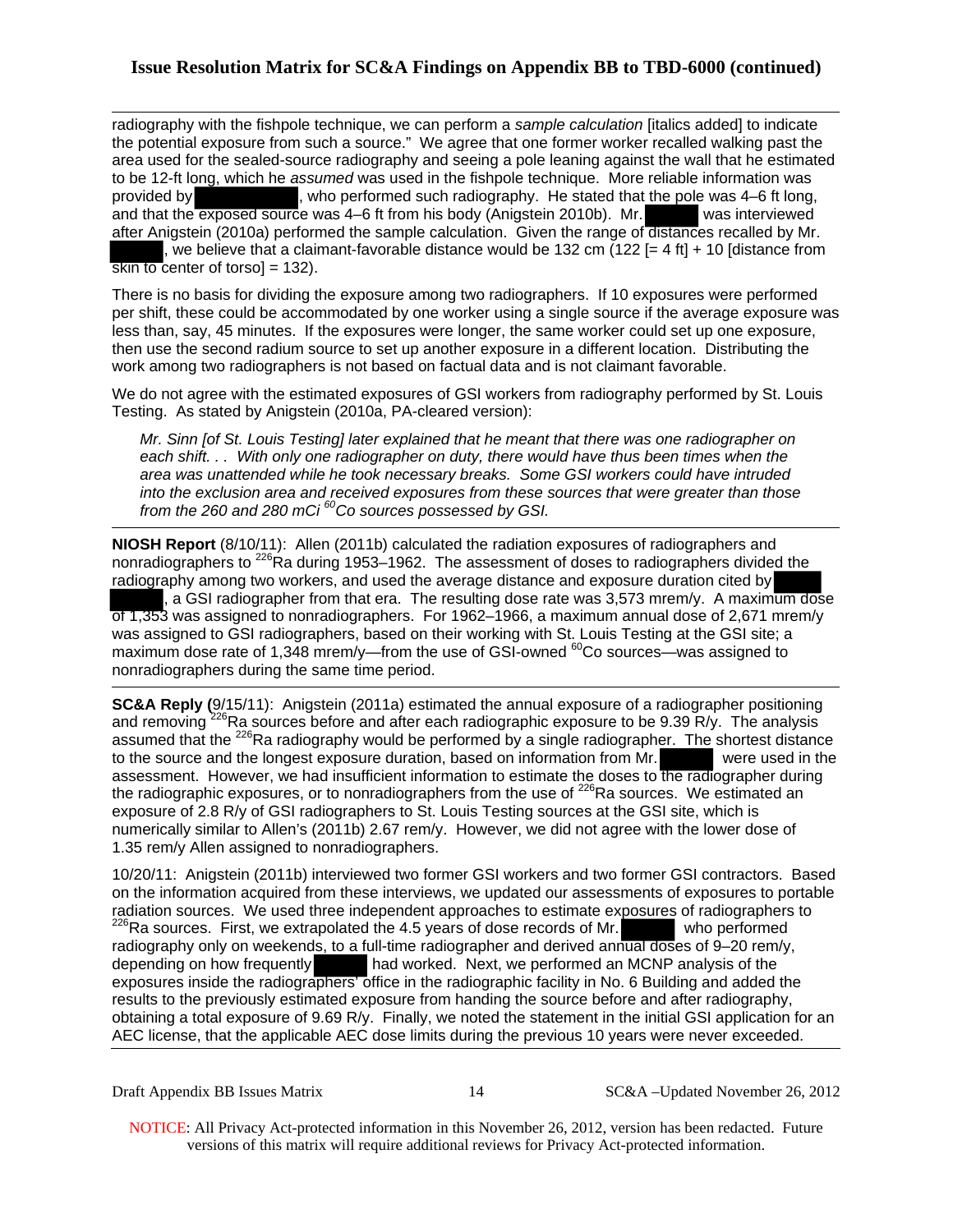radiography with the fishpole technique, we can perform a *sample calculation* [italics added] to indicate the potential exposure from such a source." We agree that one former worker recalled walking past the area used for the sealed-source radiography and seeing a pole leaning against the wall that he estimated to be 12-ft long, which he *assumed* was used in the fishpole technique. More reliable information was provided by [redacted], who performed such radiography. He stated that the pole was 4–6 ft long, and that the exposed source was 4–6 ft from his body (Anigstein 2010b). Mr. [redacted] was interviewed after Anigstein (2010a) performed the sample calculation. Given the range of distances recalled by Mr. [redacted], we believe that a claimant-favorable distance would be 132 cm (122 [= 4 ft] + 10 [distance from skin to center of torso] = 132).

There is no basis for dividing the exposure among two radiographers. If 10 exposures were performed per shift, these could be accommodated by one worker using a single source if the average exposure was less than, say, 45 minutes. If the exposures were longer, the same worker could set up one exposure, then use the second radium source to set up another exposure in a different location. Distributing the work among two radiographers is not based on factual data and is not claimant favorable.

We do not agree with the estimated exposures of GSI workers from radiography performed by St. Louis Testing. As stated by Anigstein (2010a, PA-cleared version):

> *Mr. Sinn [of St. Louis Testing] later explained that he meant that there was one radiographer on each shift. . . With only one radiographer on duty, there would have thus been times when the area was unattended while he took necessary breaks. Some GSI workers could have intruded into the exclusion area and received exposures from these sources that were greater than those from the 260 and 280 mCi $^{60}$Co sources possessed by GSI.*

---

**NIOSH Report** (8/10/11): Allen (2011b) calculated the radiation exposures of radiographers and nonradiographers to $^{226}$Ra during 1953–1962. The assessment of doses to radiographers divided the radiography among two workers, and used the average distance and exposure duration cited by [redacted], a GSI radiographer from that era. The resulting dose rate was 3,573 mrem/y. A maximum dose of 1,353 was assigned to nonradiographers. For 1962–1966, a maximum annual dose of 2,671 mrem/y was assigned to GSI radiographers, based on their working with St. Louis Testing at the GSI site; a maximum dose rate of 1,348 mrem/y—from the use of GSI-owned $^{60}$Co sources—was assigned to nonradiographers during the same time period.

---

**SC&A Reply (**9/15/11): Anigstein (2011a) estimated the annual exposure of a radiographer positioning and removing $^{226}$Ra sources before and after each radiographic exposure to be 9.39 R/y. The analysis assumed that the $^{226}$Ra radiography would be performed by a single radiographer. The shortest distance to the source and the longest exposure duration, based on information from Mr. [redacted] were used in the assessment. However, we had insufficient information to estimate the doses to the radiographer during the radiographic exposures, or to nonradiographers from the use of $^{226}$Ra sources. We estimated an exposure of 2.8 R/y of GSI radiographers to St. Louis Testing sources at the GSI site, which is numerically similar to Allen's (2011b) 2.67 rem/y. However, we did not agree with the lower dose of 1.35 rem/y Allen assigned to nonradiographers.

10/20/11: Anigstein (2011b) interviewed two former GSI workers and two former GSI contractors. Based on the information acquired from these interviews, we updated our assessments of exposures to portable radiation sources. We used three independent approaches to estimate exposures of radiographers to $^{226}$Ra sources. First, we extrapolated the 4.5 years of dose records of Mr. [redacted] who performed radiography only on weekends, to a full-time radiographer and derived annual doses of 9–20 rem/y, depending on how frequently [redacted] had worked. Next, we performed an MCNP analysis of the exposures inside the radiographers' office in the radiographic facility in No. 6 Building and added the results to the previously estimated exposure from handing the source before and after radiography, obtaining a total exposure of 9.69 R/y. Finally, we noted the statement in the initial GSI application for an AEC license, that the applicable AEC dose limits during the previous 10 years were never exceeded.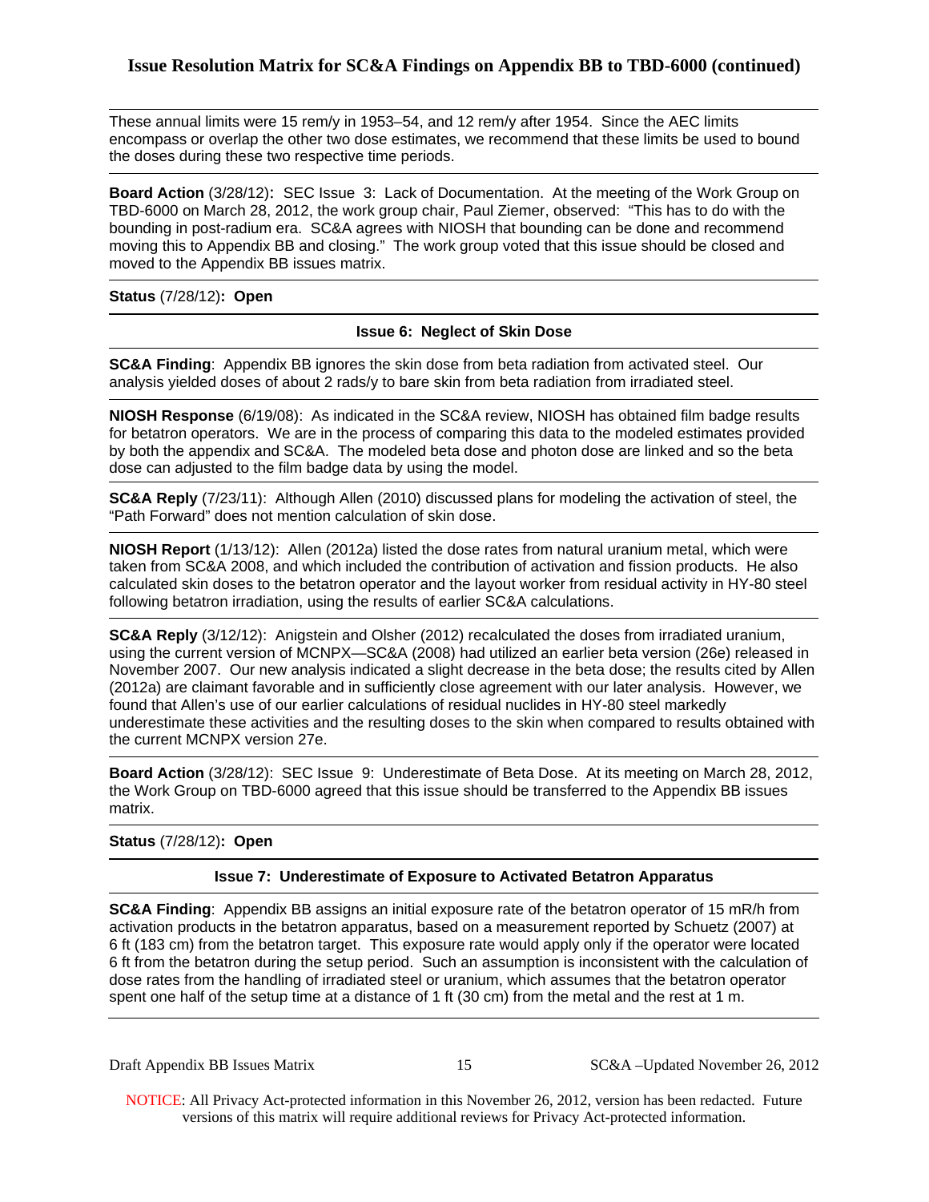These annual limits were 15 rem/y in 1953–54, and 12 rem/y after 1954. Since the AEC limits encompass or overlap the other two dose estimates, we recommend that these limits be used to bound the doses during these two respective time periods.

**Board Action** (3/28/12)**:** SEC Issue 3: Lack of Documentation. At the meeting of the Work Group on TBD-6000 on March 28, 2012, the work group chair, Paul Ziemer, observed: "This has to do with the bounding in post-radium era. SC&A agrees with NIOSH that bounding can be done and recommend moving this to Appendix BB and closing." The work group voted that this issue should be closed and moved to the Appendix BB issues matrix.

**Status** (7/28/12)**: Open**

### Issue 6: Neglect of Skin Dose

**SC&A Finding**: Appendix BB ignores the skin dose from beta radiation from activated steel. Our analysis yielded doses of about 2 rads/y to bare skin from beta radiation from irradiated steel.

**NIOSH Response** (6/19/08): As indicated in the SC&A review, NIOSH has obtained film badge results for betatron operators. We are in the process of comparing this data to the modeled estimates provided by both the appendix and SC&A. The modeled beta dose and photon dose are linked and so the beta dose can adjusted to the film badge data by using the model.

**SC&A Reply** (7/23/11): Although Allen (2010) discussed plans for modeling the activation of steel, the "Path Forward" does not mention calculation of skin dose.

**NIOSH Report** (1/13/12): Allen (2012a) listed the dose rates from natural uranium metal, which were taken from SC&A 2008, and which included the contribution of activation and fission products. He also calculated skin doses to the betatron operator and the layout worker from residual activity in HY-80 steel following betatron irradiation, using the results of earlier SC&A calculations.

**SC&A Reply** (3/12/12): Anigstein and Olsher (2012) recalculated the doses from irradiated uranium, using the current version of MCNPX—SC&A (2008) had utilized an earlier beta version (26e) released in November 2007. Our new analysis indicated a slight decrease in the beta dose; the results cited by Allen (2012a) are claimant favorable and in sufficiently close agreement with our later analysis. However, we found that Allen's use of our earlier calculations of residual nuclides in HY-80 steel markedly underestimate these activities and the resulting doses to the skin when compared to results obtained with the current MCNPX version 27e.

**Board Action** (3/28/12): SEC Issue 9: Underestimate of Beta Dose. At its meeting on March 28, 2012, the Work Group on TBD-6000 agreed that this issue should be transferred to the Appendix BB issues matrix.

**Status** (7/28/12)**: Open**

### Issue 7: Underestimate of Exposure to Activated Betatron Apparatus

**SC&A Finding**: Appendix BB assigns an initial exposure rate of the betatron operator of 15 mR/h from activation products in the betatron apparatus, based on a measurement reported by Schuetz (2007) at 6 ft (183 cm) from the betatron target. This exposure rate would apply only if the operator were located 6 ft from the betatron during the setup period. Such an assumption is inconsistent with the calculation of dose rates from the handling of irradiated steel or uranium, which assumes that the betatron operator spent one half of the setup time at a distance of 1 ft (30 cm) from the metal and the rest at 1 m.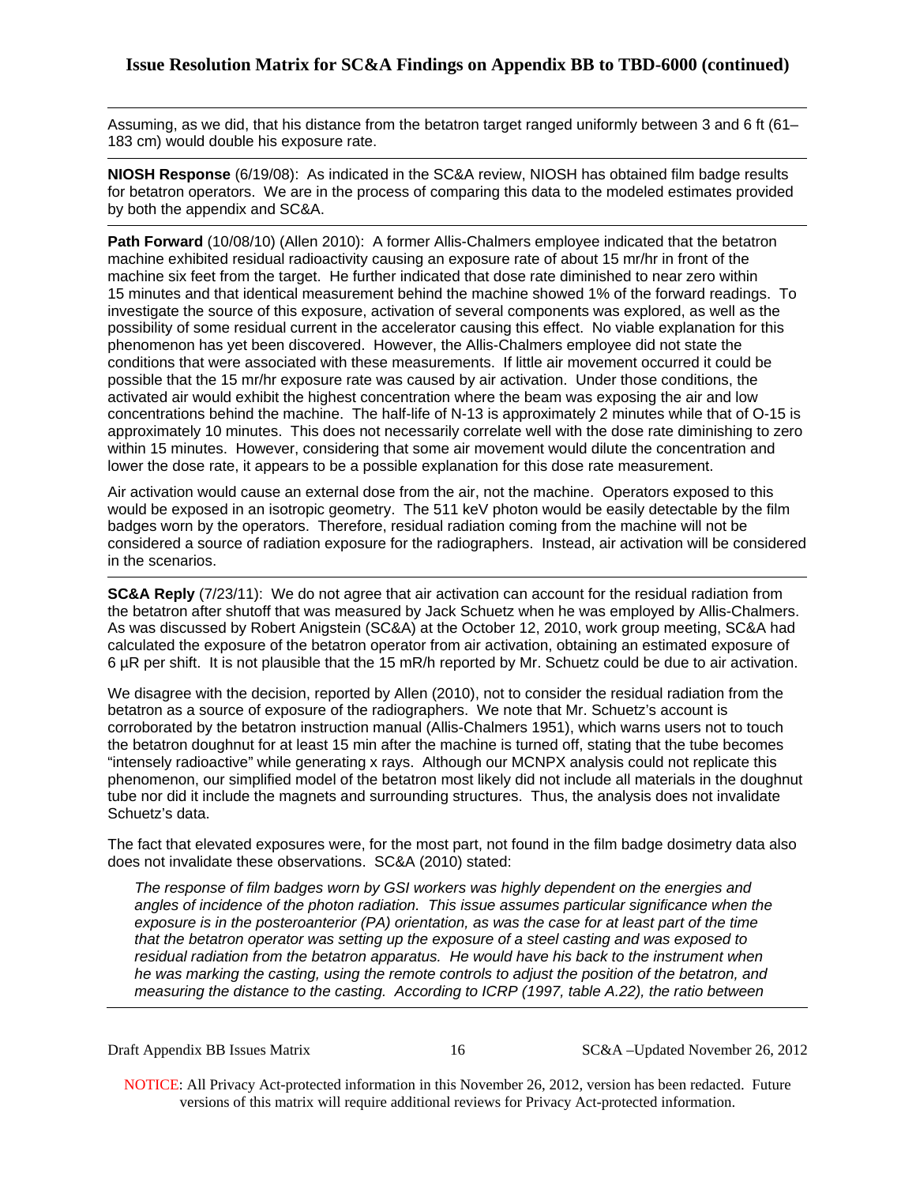## Issue Resolution Matrix for SC&A Findings on Appendix BB to TBD-6000 (continued)

Assuming, as we did, that his distance from the betatron target ranged uniformly between 3 and 6 ft (61–183 cm) would double his exposure rate.

**NIOSH Response** (6/19/08): As indicated in the SC&A review, NIOSH has obtained film badge results for betatron operators. We are in the process of comparing this data to the modeled estimates provided by both the appendix and SC&A.

**Path Forward** (10/08/10) (Allen 2010): A former Allis-Chalmers employee indicated that the betatron machine exhibited residual radioactivity causing an exposure rate of about 15 mr/hr in front of the machine six feet from the target. He further indicated that dose rate diminished to near zero within 15 minutes and that identical measurement behind the machine showed 1% of the forward readings. To investigate the source of this exposure, activation of several components was explored, as well as the possibility of some residual current in the accelerator causing this effect. No viable explanation for this phenomenon has yet been discovered. However, the Allis-Chalmers employee did not state the conditions that were associated with these measurements. If little air movement occurred it could be possible that the 15 mr/hr exposure rate was caused by air activation. Under those conditions, the activated air would exhibit the highest concentration where the beam was exposing the air and low concentrations behind the machine. The half-life of N-13 is approximately 2 minutes while that of O-15 is approximately 10 minutes. This does not necessarily correlate well with the dose rate diminishing to zero within 15 minutes. However, considering that some air movement would dilute the concentration and lower the dose rate, it appears to be a possible explanation for this dose rate measurement.

Air activation would cause an external dose from the air, not the machine. Operators exposed to this would be exposed in an isotropic geometry. The 511 keV photon would be easily detectable by the film badges worn by the operators. Therefore, residual radiation coming from the machine will not be considered a source of radiation exposure for the radiographers. Instead, air activation will be considered in the scenarios.

**SC&A Reply** (7/23/11): We do not agree that air activation can account for the residual radiation from the betatron after shutoff that was measured by Jack Schuetz when he was employed by Allis-Chalmers. As was discussed by Robert Anigstein (SC&A) at the October 12, 2010, work group meeting, SC&A had calculated the exposure of the betatron operator from air activation, obtaining an estimated exposure of 6 µR per shift. It is not plausible that the 15 mR/h reported by Mr. Schuetz could be due to air activation.

We disagree with the decision, reported by Allen (2010), not to consider the residual radiation from the betatron as a source of exposure of the radiographers. We note that Mr. Schuetz's account is corroborated by the betatron instruction manual (Allis-Chalmers 1951), which warns users not to touch the betatron doughnut for at least 15 min after the machine is turned off, stating that the tube becomes "intensely radioactive" while generating x rays. Although our MCNPX analysis could not replicate this phenomenon, our simplified model of the betatron most likely did not include all materials in the doughnut tube nor did it include the magnets and surrounding structures. Thus, the analysis does not invalidate Schuetz's data.

The fact that elevated exposures were, for the most part, not found in the film badge dosimetry data also does not invalidate these observations. SC&A (2010) stated:

> *The response of film badges worn by GSI workers was highly dependent on the energies and angles of incidence of the photon radiation. This issue assumes particular significance when the exposure is in the posteroanterior (PA) orientation, as was the case for at least part of the time that the betatron operator was setting up the exposure of a steel casting and was exposed to residual radiation from the betatron apparatus. He would have his back to the instrument when he was marking the casting, using the remote controls to adjust the position of the betatron, and measuring the distance to the casting. According to ICRP (1997, table A.22), the ratio between*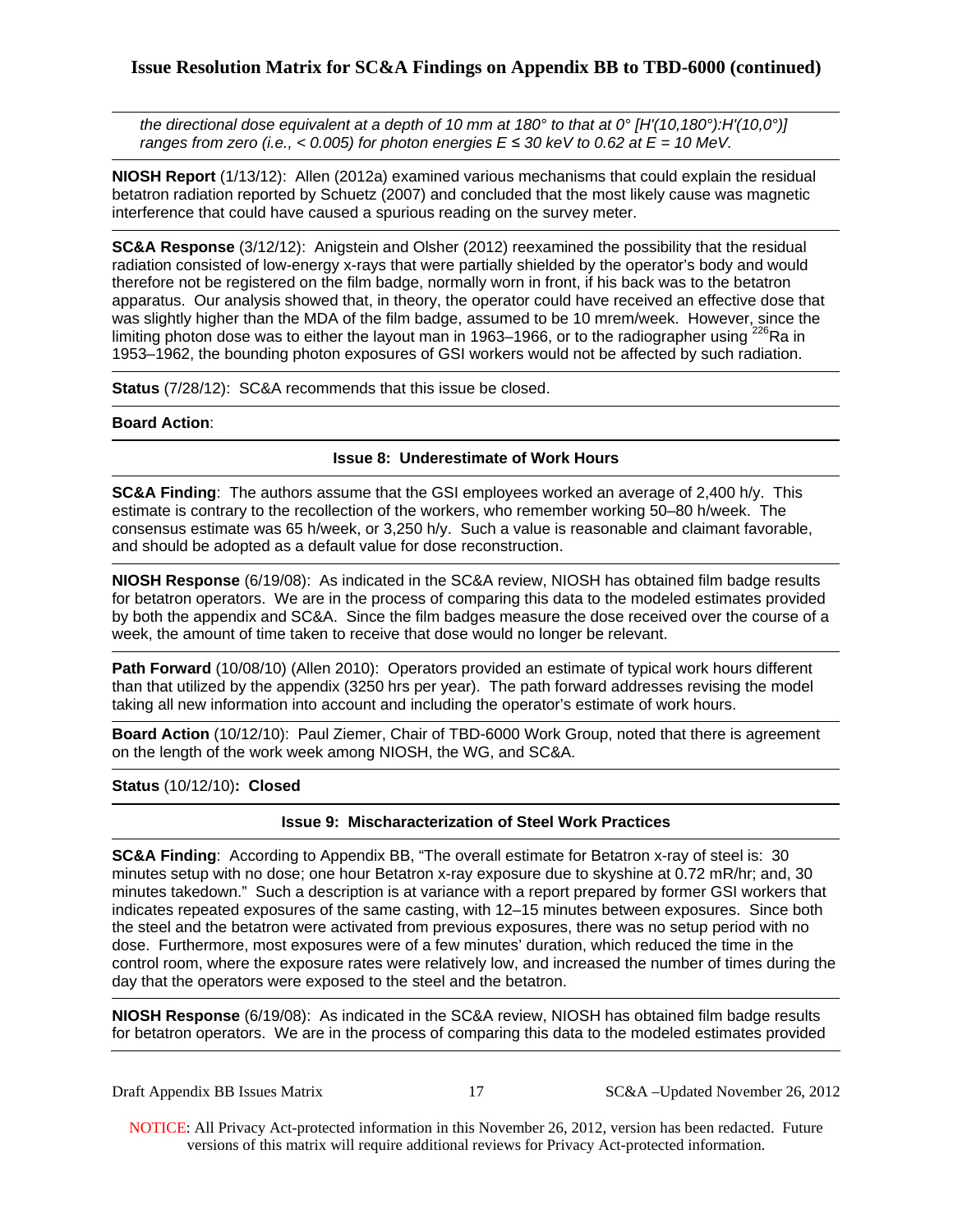*the directional dose equivalent at a depth of 10 mm at 180° to that at 0° [H′(10,180°):H′(10,0°)] ranges from zero (i.e., < 0.005) for photon energies E ≤ 30 keV to 0.62 at E = 10 MeV.*

**NIOSH Report** (1/13/12): Allen (2012a) examined various mechanisms that could explain the residual betatron radiation reported by Schuetz (2007) and concluded that the most likely cause was magnetic interference that could have caused a spurious reading on the survey meter.

**SC&A Response** (3/12/12): Anigstein and Olsher (2012) reexamined the possibility that the residual radiation consisted of low-energy x-rays that were partially shielded by the operator's body and would therefore not be registered on the film badge, normally worn in front, if his back was to the betatron apparatus. Our analysis showed that, in theory, the operator could have received an effective dose that was slightly higher than the MDA of the film badge, assumed to be 10 mrem/week. However, since the limiting photon dose was to either the layout man in 1963–1966, or to the radiographer using $^{226}$Ra in 1953–1962, the bounding photon exposures of GSI workers would not be affected by such radiation.

**Status** (7/28/12): SC&A recommends that this issue be closed.

**Board Action**:

### Issue 8: Underestimate of Work Hours

**SC&A Finding**: The authors assume that the GSI employees worked an average of 2,400 h/y. This estimate is contrary to the recollection of the workers, who remember working 50–80 h/week. The consensus estimate was 65 h/week, or 3,250 h/y. Such a value is reasonable and claimant favorable, and should be adopted as a default value for dose reconstruction.

**NIOSH Response** (6/19/08): As indicated in the SC&A review, NIOSH has obtained film badge results for betatron operators. We are in the process of comparing this data to the modeled estimates provided by both the appendix and SC&A. Since the film badges measure the dose received over the course of a week, the amount of time taken to receive that dose would no longer be relevant.

**Path Forward** (10/08/10) (Allen 2010): Operators provided an estimate of typical work hours different than that utilized by the appendix (3250 hrs per year). The path forward addresses revising the model taking all new information into account and including the operator's estimate of work hours.

**Board Action** (10/12/10): Paul Ziemer, Chair of TBD-6000 Work Group, noted that there is agreement on the length of the work week among NIOSH, the WG, and SC&A.

**Status** (10/12/10)**: Closed**

### Issue 9: Mischaracterization of Steel Work Practices

**SC&A Finding**: According to Appendix BB, "The overall estimate for Betatron x-ray of steel is: 30 minutes setup with no dose; one hour Betatron x-ray exposure due to skyshine at 0.72 mR/hr; and, 30 minutes takedown." Such a description is at variance with a report prepared by former GSI workers that indicates repeated exposures of the same casting, with 12–15 minutes between exposures. Since both the steel and the betatron were activated from previous exposures, there was no setup period with no dose. Furthermore, most exposures were of a few minutes' duration, which reduced the time in the control room, where the exposure rates were relatively low, and increased the number of times during the day that the operators were exposed to the steel and the betatron.

**NIOSH Response** (6/19/08): As indicated in the SC&A review, NIOSH has obtained film badge results for betatron operators. We are in the process of comparing this data to the modeled estimates provided

NOTICE: All Privacy Act-protected information in this November 26, 2012, version has been redacted. Future versions of this matrix will require additional reviews for Privacy Act-protected information.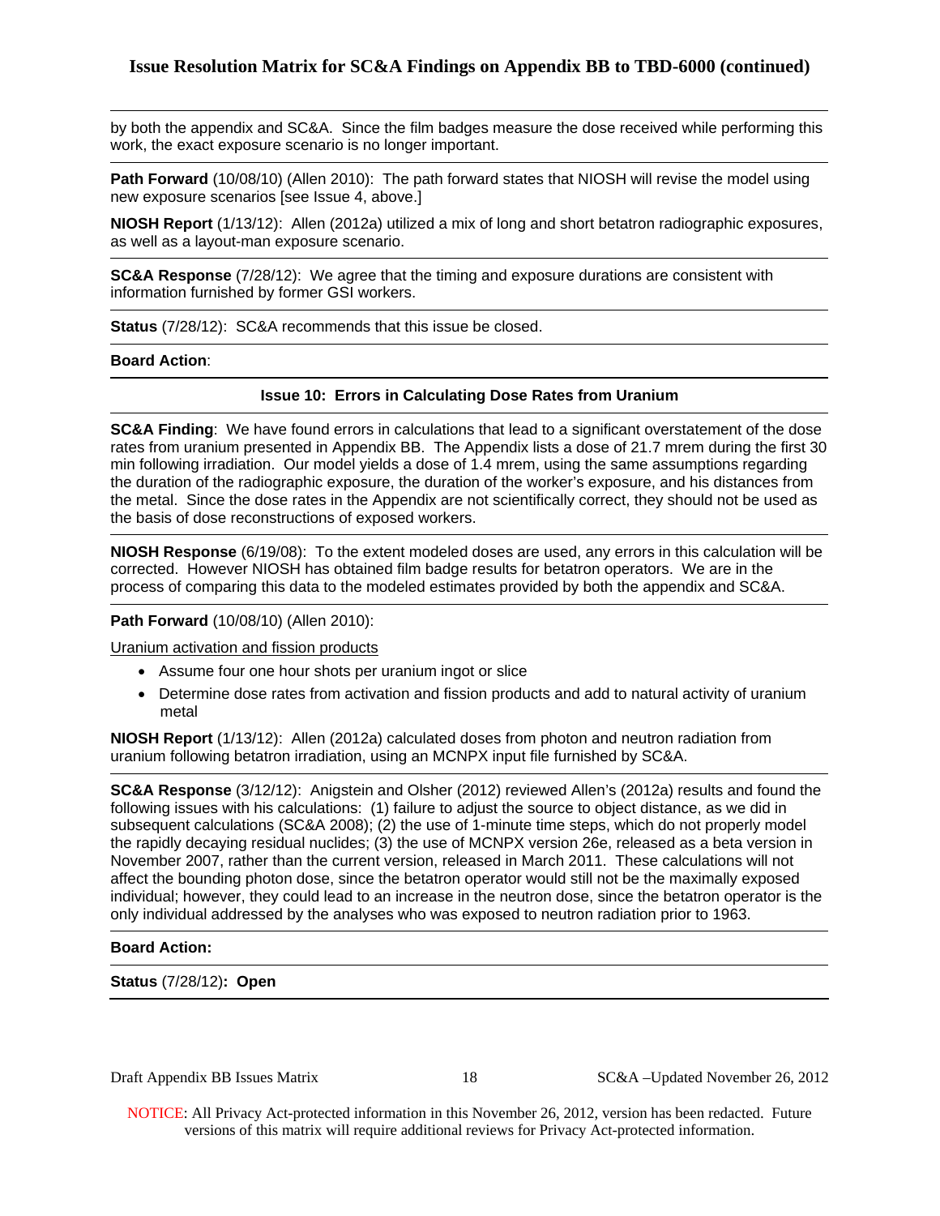by both the appendix and SC&A. Since the film badges measure the dose received while performing this work, the exact exposure scenario is no longer important.

**Path Forward** (10/08/10) (Allen 2010): The path forward states that NIOSH will revise the model using new exposure scenarios [see Issue 4, above.]

**NIOSH Report** (1/13/12): Allen (2012a) utilized a mix of long and short betatron radiographic exposures, as well as a layout-man exposure scenario.

**SC&A Response** (7/28/12): We agree that the timing and exposure durations are consistent with information furnished by former GSI workers.

**Status** (7/28/12): SC&A recommends that this issue be closed.

**Board Action**:

### Issue 10: Errors in Calculating Dose Rates from Uranium

**SC&A Finding**: We have found errors in calculations that lead to a significant overstatement of the dose rates from uranium presented in Appendix BB. The Appendix lists a dose of 21.7 mrem during the first 30 min following irradiation. Our model yields a dose of 1.4 mrem, using the same assumptions regarding the duration of the radiographic exposure, the duration of the worker's exposure, and his distances from the metal. Since the dose rates in the Appendix are not scientifically correct, they should not be used as the basis of dose reconstructions of exposed workers.

**NIOSH Response** (6/19/08): To the extent modeled doses are used, any errors in this calculation will be corrected. However NIOSH has obtained film badge results for betatron operators. We are in the process of comparing this data to the modeled estimates provided by both the appendix and SC&A.

**Path Forward** (10/08/10) (Allen 2010):

Uranium activation and fission products

- Assume four one hour shots per uranium ingot or slice
- Determine dose rates from activation and fission products and add to natural activity of uranium metal

**NIOSH Report** (1/13/12): Allen (2012a) calculated doses from photon and neutron radiation from uranium following betatron irradiation, using an MCNPX input file furnished by SC&A.

**SC&A Response** (3/12/12): Anigstein and Olsher (2012) reviewed Allen's (2012a) results and found the following issues with his calculations: (1) failure to adjust the source to object distance, as we did in subsequent calculations (SC&A 2008); (2) the use of 1-minute time steps, which do not properly model the rapidly decaying residual nuclides; (3) the use of MCNPX version 26e, released as a beta version in November 2007, rather than the current version, released in March 2011. These calculations will not affect the bounding photon dose, since the betatron operator would still not be the maximally exposed individual; however, they could lead to an increase in the neutron dose, since the betatron operator is the only individual addressed by the analyses who was exposed to neutron radiation prior to 1963.

**Board Action:**

**Status** (7/28/12)**: Open**

NOTICE: All Privacy Act-protected information in this November 26, 2012, version has been redacted. Future versions of this matrix will require additional reviews for Privacy Act-protected information.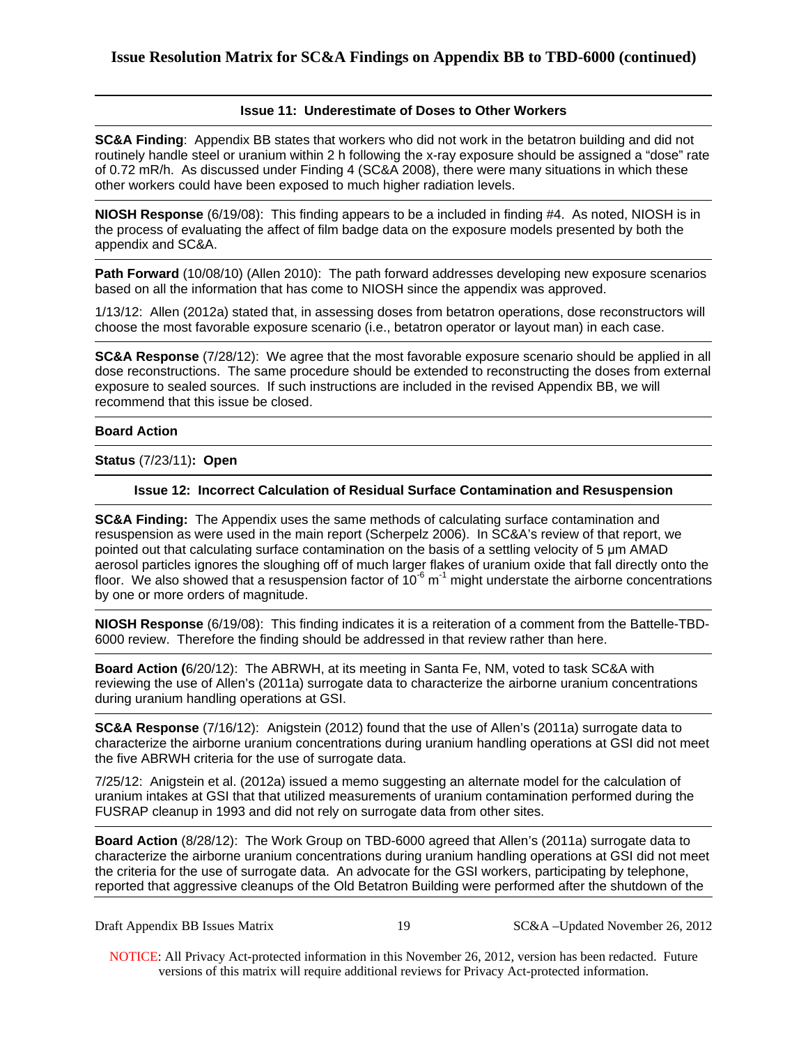## Issue Resolution Matrix for SC&A Findings on Appendix BB to TBD-6000 (continued)

### Issue 11: Underestimate of Doses to Other Workers

**SC&A Finding**: Appendix BB states that workers who did not work in the betatron building and did not routinely handle steel or uranium within 2 h following the x-ray exposure should be assigned a "dose" rate of 0.72 mR/h. As discussed under Finding 4 (SC&A 2008), there were many situations in which these other workers could have been exposed to much higher radiation levels.

**NIOSH Response** (6/19/08): This finding appears to be a included in finding #4. As noted, NIOSH is in the process of evaluating the affect of film badge data on the exposure models presented by both the appendix and SC&A.

**Path Forward** (10/08/10) (Allen 2010): The path forward addresses developing new exposure scenarios based on all the information that has come to NIOSH since the appendix was approved.

1/13/12: Allen (2012a) stated that, in assessing doses from betatron operations, dose reconstructors will choose the most favorable exposure scenario (i.e., betatron operator or layout man) in each case.

**SC&A Response** (7/28/12): We agree that the most favorable exposure scenario should be applied in all dose reconstructions. The same procedure should be extended to reconstructing the doses from external exposure to sealed sources. If such instructions are included in the revised Appendix BB, we will recommend that this issue be closed.

**Board Action**

**Status** (7/23/11)**: Open**

### Issue 12: Incorrect Calculation of Residual Surface Contamination and Resuspension

**SC&A Finding:** The Appendix uses the same methods of calculating surface contamination and resuspension as were used in the main report (Scherpelz 2006). In SC&A's review of that report, we pointed out that calculating surface contamination on the basis of a settling velocity of 5 μm AMAD aerosol particles ignores the sloughing off of much larger flakes of uranium oxide that fall directly onto the floor. We also showed that a resuspension factor of $10^{-6}$ $m^{-1}$ might understate the airborne concentrations by one or more orders of magnitude.

**NIOSH Response** (6/19/08): This finding indicates it is a reiteration of a comment from the Battelle-TBD-6000 review. Therefore the finding should be addressed in that review rather than here.

**Board Action (**6/20/12): The ABRWH, at its meeting in Santa Fe, NM, voted to task SC&A with reviewing the use of Allen's (2011a) surrogate data to characterize the airborne uranium concentrations during uranium handling operations at GSI.

**SC&A Response** (7/16/12): Anigstein (2012) found that the use of Allen's (2011a) surrogate data to characterize the airborne uranium concentrations during uranium handling operations at GSI did not meet the five ABRWH criteria for the use of surrogate data.

7/25/12: Anigstein et al. (2012a) issued a memo suggesting an alternate model for the calculation of uranium intakes at GSI that that utilized measurements of uranium contamination performed during the FUSRAP cleanup in 1993 and did not rely on surrogate data from other sites.

**Board Action** (8/28/12): The Work Group on TBD-6000 agreed that Allen's (2011a) surrogate data to characterize the airborne uranium concentrations during uranium handling operations at GSI did not meet the criteria for the use of surrogate data. An advocate for the GSI workers, participating by telephone, reported that aggressive cleanups of the Old Betatron Building were performed after the shutdown of the

NOTICE: All Privacy Act-protected information in this November 26, 2012, version has been redacted. Future versions of this matrix will require additional reviews for Privacy Act-protected information.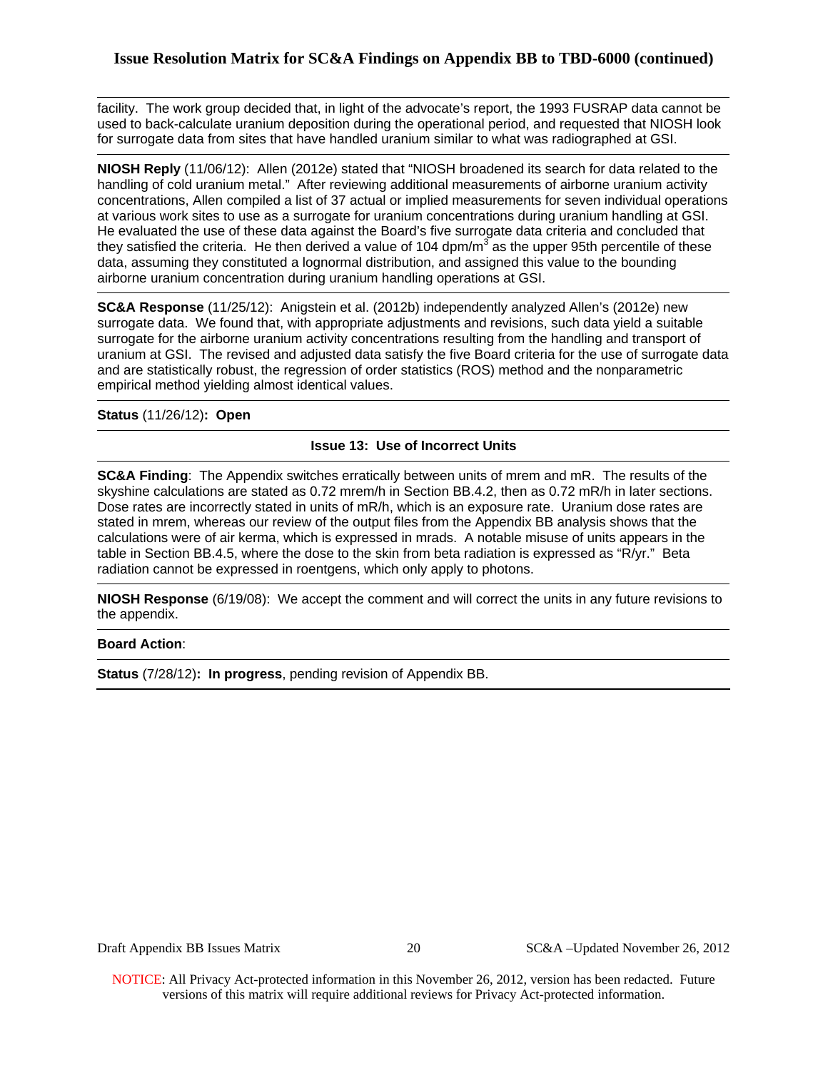facility. The work group decided that, in light of the advocate's report, the 1993 FUSRAP data cannot be used to back-calculate uranium deposition during the operational period, and requested that NIOSH look for surrogate data from sites that have handled uranium similar to what was radiographed at GSI.

**NIOSH Reply** (11/06/12): Allen (2012e) stated that "NIOSH broadened its search for data related to the handling of cold uranium metal." After reviewing additional measurements of airborne uranium activity concentrations, Allen compiled a list of 37 actual or implied measurements for seven individual operations at various work sites to use as a surrogate for uranium concentrations during uranium handling at GSI. He evaluated the use of these data against the Board's five surrogate data criteria and concluded that they satisfied the criteria. He then derived a value of 104 dpm/m$^3$ as the upper 95th percentile of these data, assuming they constituted a lognormal distribution, and assigned this value to the bounding airborne uranium concentration during uranium handling operations at GSI.

**SC&A Response** (11/25/12): Anigstein et al. (2012b) independently analyzed Allen's (2012e) new surrogate data. We found that, with appropriate adjustments and revisions, such data yield a suitable surrogate for the airborne uranium activity concentrations resulting from the handling and transport of uranium at GSI. The revised and adjusted data satisfy the five Board criteria for the use of surrogate data and are statistically robust, the regression of order statistics (ROS) method and the nonparametric empirical method yielding almost identical values.

**Status** (11/26/12)**: Open**

**Issue 13: Use of Incorrect Units**

**SC&A Finding**: The Appendix switches erratically between units of mrem and mR. The results of the skyshine calculations are stated as 0.72 mrem/h in Section BB.4.2, then as 0.72 mR/h in later sections. Dose rates are incorrectly stated in units of mR/h, which is an exposure rate. Uranium dose rates are stated in mrem, whereas our review of the output files from the Appendix BB analysis shows that the calculations were of air kerma, which is expressed in mrads. A notable misuse of units appears in the table in Section BB.4.5, where the dose to the skin from beta radiation is expressed as "R/yr." Beta radiation cannot be expressed in roentgens, which only apply to photons.

**NIOSH Response** (6/19/08): We accept the comment and will correct the units in any future revisions to the appendix.

**Board Action**:

**Status** (7/28/12)**: In progress**, pending revision of Appendix BB.

NOTICE: All Privacy Act-protected information in this November 26, 2012, version has been redacted. Future versions of this matrix will require additional reviews for Privacy Act-protected information.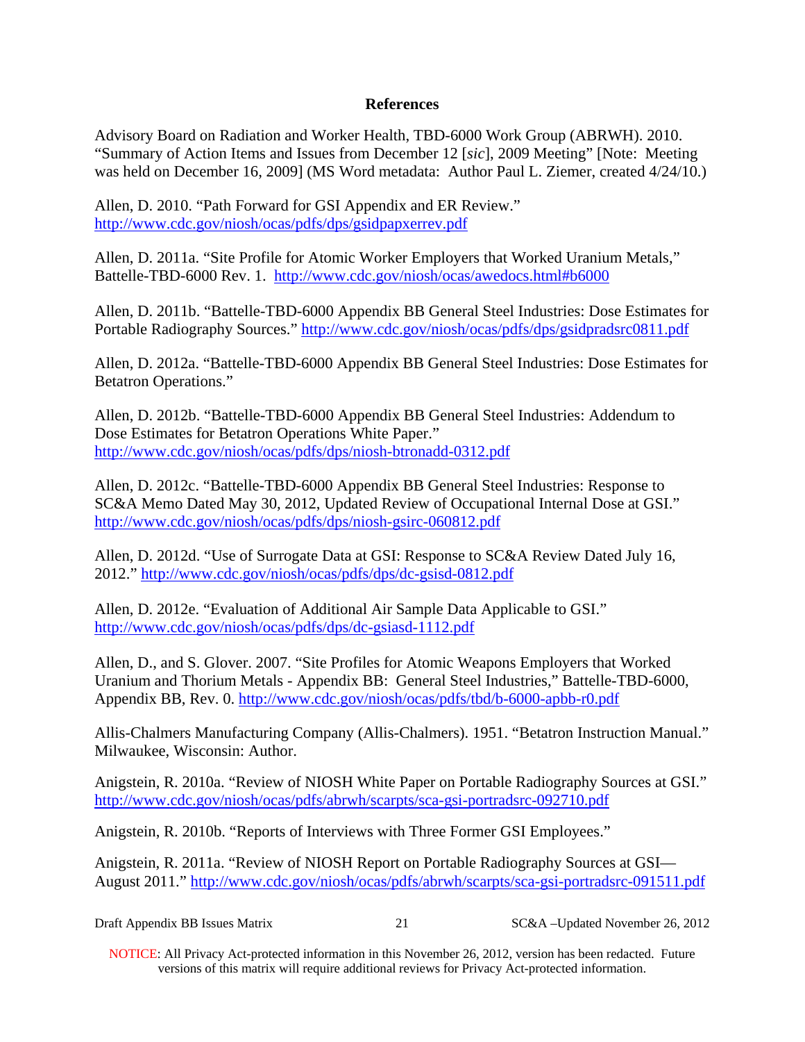## References

Advisory Board on Radiation and Worker Health, TBD-6000 Work Group (ABRWH). 2010. "Summary of Action Items and Issues from December 12 [*sic*], 2009 Meeting" [Note: Meeting was held on December 16, 2009] (MS Word metadata: Author Paul L. Ziemer, created 4/24/10.)

Allen, D. 2010. "Path Forward for GSI Appendix and ER Review." http://www.cdc.gov/niosh/ocas/pdfs/dps/gsidpapxerrev.pdf

Allen, D. 2011a. "Site Profile for Atomic Worker Employers that Worked Uranium Metals," Battelle-TBD-6000 Rev. 1. http://www.cdc.gov/niosh/ocas/awedocs.html#b6000

Allen, D. 2011b. "Battelle-TBD-6000 Appendix BB General Steel Industries: Dose Estimates for Portable Radiography Sources." http://www.cdc.gov/niosh/ocas/pdfs/dps/gsidpradsrc0811.pdf

Allen, D. 2012a. "Battelle-TBD-6000 Appendix BB General Steel Industries: Dose Estimates for Betatron Operations."

Allen, D. 2012b. "Battelle-TBD-6000 Appendix BB General Steel Industries: Addendum to Dose Estimates for Betatron Operations White Paper." http://www.cdc.gov/niosh/ocas/pdfs/dps/niosh-btronadd-0312.pdf

Allen, D. 2012c. "Battelle-TBD-6000 Appendix BB General Steel Industries: Response to SC&A Memo Dated May 30, 2012, Updated Review of Occupational Internal Dose at GSI." http://www.cdc.gov/niosh/ocas/pdfs/dps/niosh-gsirc-060812.pdf

Allen, D. 2012d. "Use of Surrogate Data at GSI: Response to SC&A Review Dated July 16, 2012." http://www.cdc.gov/niosh/ocas/pdfs/dps/dc-gsisd-0812.pdf

Allen, D. 2012e. "Evaluation of Additional Air Sample Data Applicable to GSI." http://www.cdc.gov/niosh/ocas/pdfs/dps/dc-gsiasd-1112.pdf

Allen, D., and S. Glover. 2007. "Site Profiles for Atomic Weapons Employers that Worked Uranium and Thorium Metals - Appendix BB: General Steel Industries," Battelle-TBD-6000, Appendix BB, Rev. 0. http://www.cdc.gov/niosh/ocas/pdfs/tbd/b-6000-apbb-r0.pdf

Allis-Chalmers Manufacturing Company (Allis-Chalmers). 1951. "Betatron Instruction Manual." Milwaukee, Wisconsin: Author.

Anigstein, R. 2010a. "Review of NIOSH White Paper on Portable Radiography Sources at GSI." http://www.cdc.gov/niosh/ocas/pdfs/abrwh/scarpts/sca-gsi-portradsrc-092710.pdf

Anigstein, R. 2010b. "Reports of Interviews with Three Former GSI Employees."

Anigstein, R. 2011a. "Review of NIOSH Report on Portable Radiography Sources at GSI—August 2011." http://www.cdc.gov/niosh/ocas/pdfs/abrwh/scarpts/sca-gsi-portradsrc-091511.pdf

NOTICE: All Privacy Act-protected information in this November 26, 2012, version has been redacted. Future versions of this matrix will require additional reviews for Privacy Act-protected information.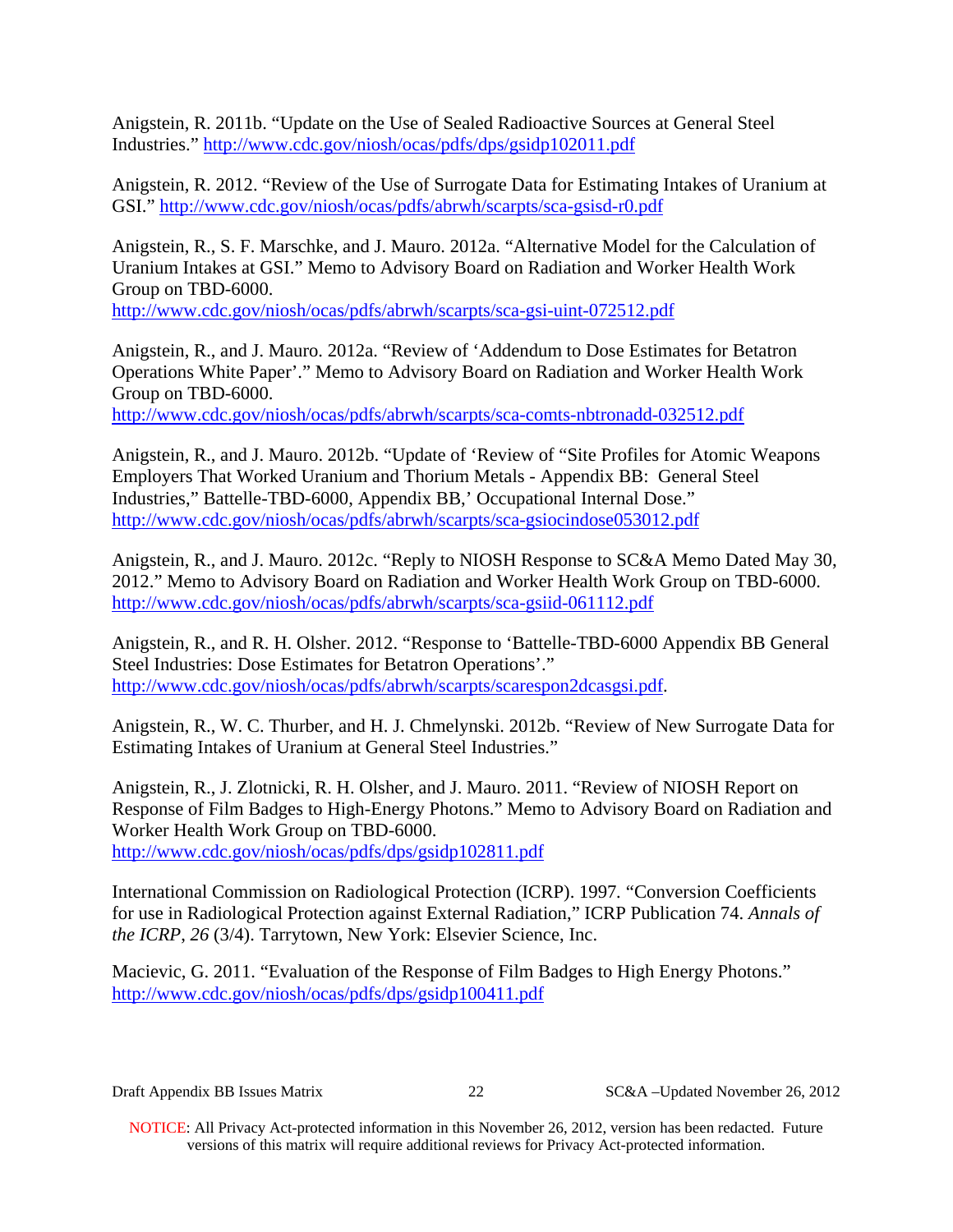Anigstein, R. 2011b. "Update on the Use of Sealed Radioactive Sources at General Steel Industries." http://www.cdc.gov/niosh/ocas/pdfs/dps/gsidp102011.pdf

Anigstein, R. 2012. "Review of the Use of Surrogate Data for Estimating Intakes of Uranium at GSI." http://www.cdc.gov/niosh/ocas/pdfs/abrwh/scarpts/sca-gsisd-r0.pdf

Anigstein, R., S. F. Marschke, and J. Mauro. 2012a. "Alternative Model for the Calculation of Uranium Intakes at GSI." Memo to Advisory Board on Radiation and Worker Health Work Group on TBD-6000. http://www.cdc.gov/niosh/ocas/pdfs/abrwh/scarpts/sca-gsi-uint-072512.pdf

Anigstein, R., and J. Mauro. 2012a. "Review of 'Addendum to Dose Estimates for Betatron Operations White Paper'." Memo to Advisory Board on Radiation and Worker Health Work Group on TBD-6000. http://www.cdc.gov/niosh/ocas/pdfs/abrwh/scarpts/sca-comts-nbtronadd-032512.pdf

Anigstein, R., and J. Mauro. 2012b. "Update of 'Review of "Site Profiles for Atomic Weapons Employers That Worked Uranium and Thorium Metals - Appendix BB: General Steel Industries," Battelle-TBD-6000, Appendix BB,' Occupational Internal Dose." http://www.cdc.gov/niosh/ocas/pdfs/abrwh/scarpts/sca-gsiocindose053012.pdf

Anigstein, R., and J. Mauro. 2012c. "Reply to NIOSH Response to SC&A Memo Dated May 30, 2012." Memo to Advisory Board on Radiation and Worker Health Work Group on TBD-6000. http://www.cdc.gov/niosh/ocas/pdfs/abrwh/scarpts/sca-gsiid-061112.pdf

Anigstein, R., and R. H. Olsher. 2012. "Response to 'Battelle-TBD-6000 Appendix BB General Steel Industries: Dose Estimates for Betatron Operations'." http://www.cdc.gov/niosh/ocas/pdfs/abrwh/scarpts/scarespon2dcasgsi.pdf.

Anigstein, R., W. C. Thurber, and H. J. Chmelynski. 2012b. "Review of New Surrogate Data for Estimating Intakes of Uranium at General Steel Industries."

Anigstein, R., J. Zlotnicki, R. H. Olsher, and J. Mauro. 2011. "Review of NIOSH Report on Response of Film Badges to High-Energy Photons." Memo to Advisory Board on Radiation and Worker Health Work Group on TBD-6000. http://www.cdc.gov/niosh/ocas/pdfs/dps/gsidp102811.pdf

International Commission on Radiological Protection (ICRP). 1997. "Conversion Coefficients for use in Radiological Protection against External Radiation," ICRP Publication 74. *Annals of the ICRP*, *26* (3/4). Tarrytown, New York: Elsevier Science, Inc.

Macievic, G. 2011. "Evaluation of the Response of Film Badges to High Energy Photons." http://www.cdc.gov/niosh/ocas/pdfs/dps/gsidp100411.pdf

NOTICE: All Privacy Act-protected information in this November 26, 2012, version has been redacted. Future versions of this matrix will require additional reviews for Privacy Act-protected information.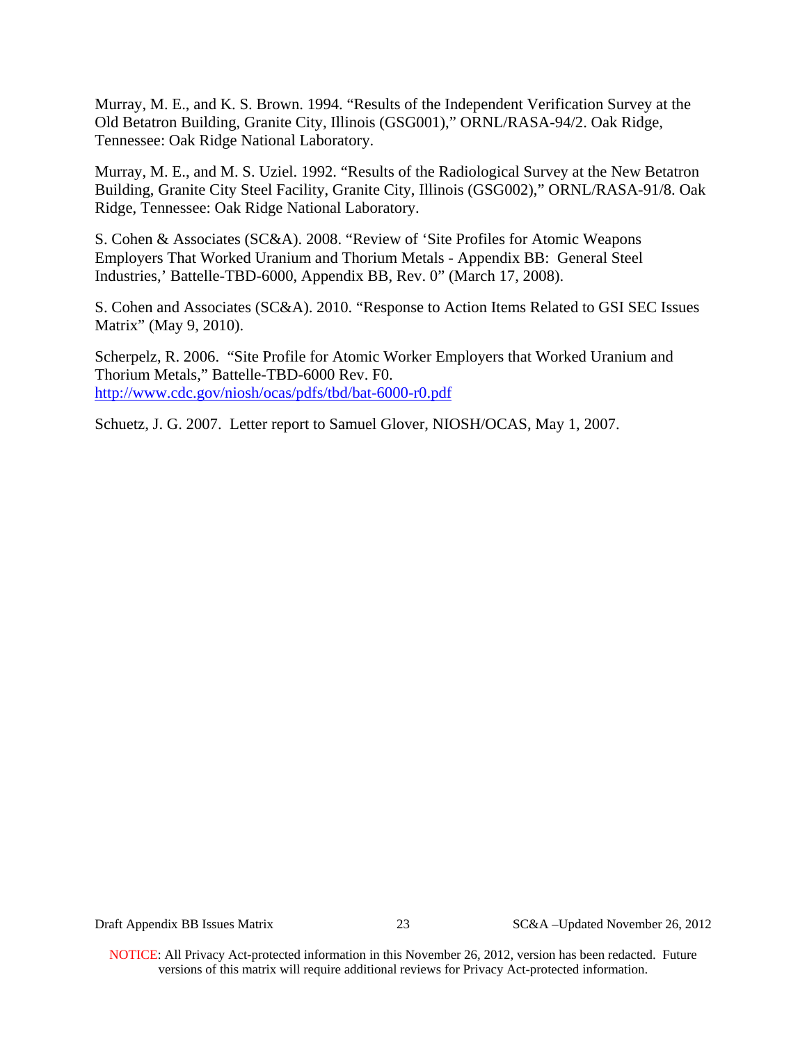Murray, M. E., and K. S. Brown. 1994. "Results of the Independent Verification Survey at the Old Betatron Building, Granite City, Illinois (GSG001)," ORNL/RASA-94/2. Oak Ridge, Tennessee: Oak Ridge National Laboratory.

Murray, M. E., and M. S. Uziel. 1992. "Results of the Radiological Survey at the New Betatron Building, Granite City Steel Facility, Granite City, Illinois (GSG002)," ORNL/RASA-91/8. Oak Ridge, Tennessee: Oak Ridge National Laboratory.

S. Cohen & Associates (SC&A). 2008. "Review of 'Site Profiles for Atomic Weapons Employers That Worked Uranium and Thorium Metals - Appendix BB: General Steel Industries,' Battelle-TBD-6000, Appendix BB, Rev. 0" (March 17, 2008).

S. Cohen and Associates (SC&A). 2010. "Response to Action Items Related to GSI SEC Issues Matrix" (May 9, 2010).

Scherpelz, R. 2006. "Site Profile for Atomic Worker Employers that Worked Uranium and Thorium Metals," Battelle-TBD-6000 Rev. F0. http://www.cdc.gov/niosh/ocas/pdfs/tbd/bat-6000-r0.pdf

Schuetz, J. G. 2007. Letter report to Samuel Glover, NIOSH/OCAS, May 1, 2007.

NOTICE: All Privacy Act-protected information in this November 26, 2012, version has been redacted. Future versions of this matrix will require additional reviews for Privacy Act-protected information.